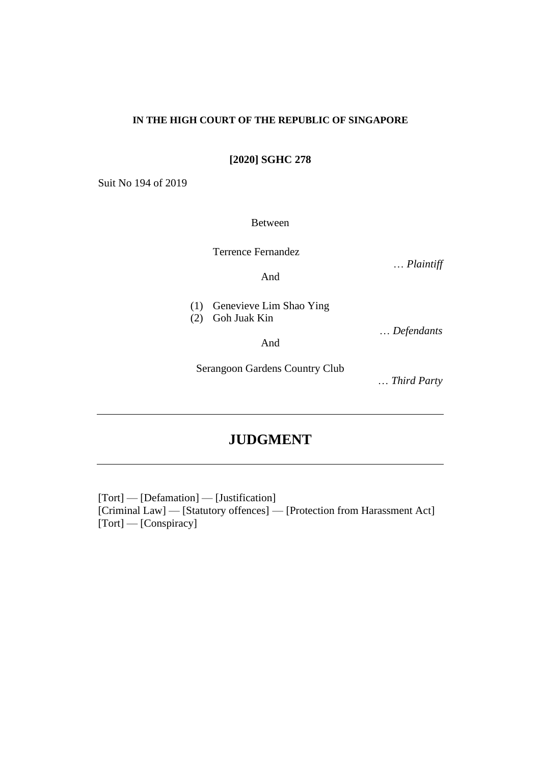**IN THE HIGH COURT OF THE REPUBLIC OF SINGAPORE**

**[2020] SGHC 278**

Suit No 194 of 2019

Between

Terrence Fernandez

… *Plaintiff*

And

(1) Genevieve Lim Shao Ying
(2) Goh Juak Kin

… *Defendants*

And

Serangoon Gardens Country Club

… *Third Party*

---

# JUDGMENT

---

[Tort] — [Defamation] — [Justification]
[Criminal Law] — [Statutory offences] — [Protection from Harassment Act]
[Tort] — [Conspiracy]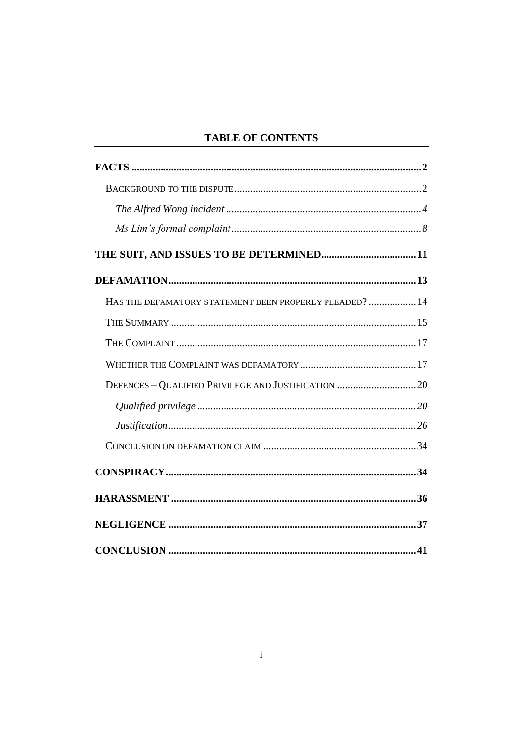## TABLE OF CONTENTS

**FACTS** ........ **2**

BACKGROUND TO THE DISPUTE ........ 2

*The Alfred Wong incident* ........ *4*

*Ms Lim's formal complaint* ........ *8*

**THE SUIT, AND ISSUES TO BE DETERMINED** ........ **11**

**DEFAMATION** ........ **13**

HAS THE DEFAMATORY STATEMENT BEEN PROPERLY PLEADED? ........ 14

THE SUMMARY ........ 15

THE COMPLAINT ........ 17

WHETHER THE COMPLAINT WAS DEFAMATORY ........ 17

DEFENCES – QUALIFIED PRIVILEGE AND JUSTIFICATION ........ 20

*Qualified privilege* ........ *20*

*Justification* ........ *26*

CONCLUSION ON DEFAMATION CLAIM ........ 34

**CONSPIRACY** ........ **34**

**HARASSMENT** ........ **36**

**NEGLIGENCE** ........ **37**

**CONCLUSION** ........ **41**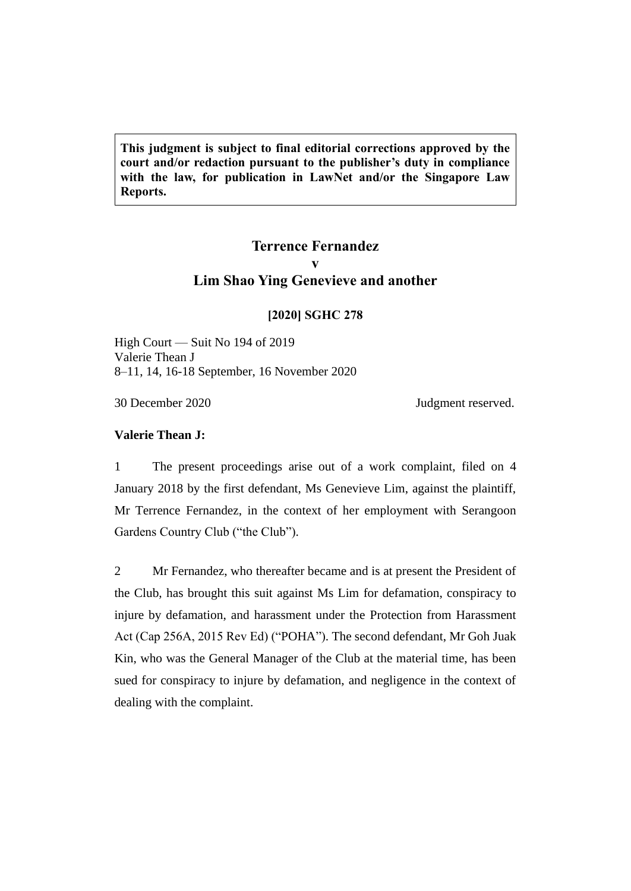**This judgment is subject to final editorial corrections approved by the court and/or redaction pursuant to the publisher's duty in compliance with the law, for publication in LawNet and/or the Singapore Law Reports.**

# Terrence Fernandez
# v
# Lim Shao Ying Genevieve and another

**[2020] SGHC 278**

High Court — Suit No 194 of 2019
Valerie Thean J
8–11, 14, 16-18 September, 16 November 2020

30 December 2020 Judgment reserved.

**Valerie Thean J:**

1 The present proceedings arise out of a work complaint, filed on 4 January 2018 by the first defendant, Ms Genevieve Lim, against the plaintiff, Mr Terrence Fernandez, in the context of her employment with Serangoon Gardens Country Club ("the Club").

2 Mr Fernandez, who thereafter became and is at present the President of the Club, has brought this suit against Ms Lim for defamation, conspiracy to injure by defamation, and harassment under the Protection from Harassment Act (Cap 256A, 2015 Rev Ed) ("POHA"). The second defendant, Mr Goh Juak Kin, who was the General Manager of the Club at the material time, has been sued for conspiracy to injure by defamation, and negligence in the context of dealing with the complaint.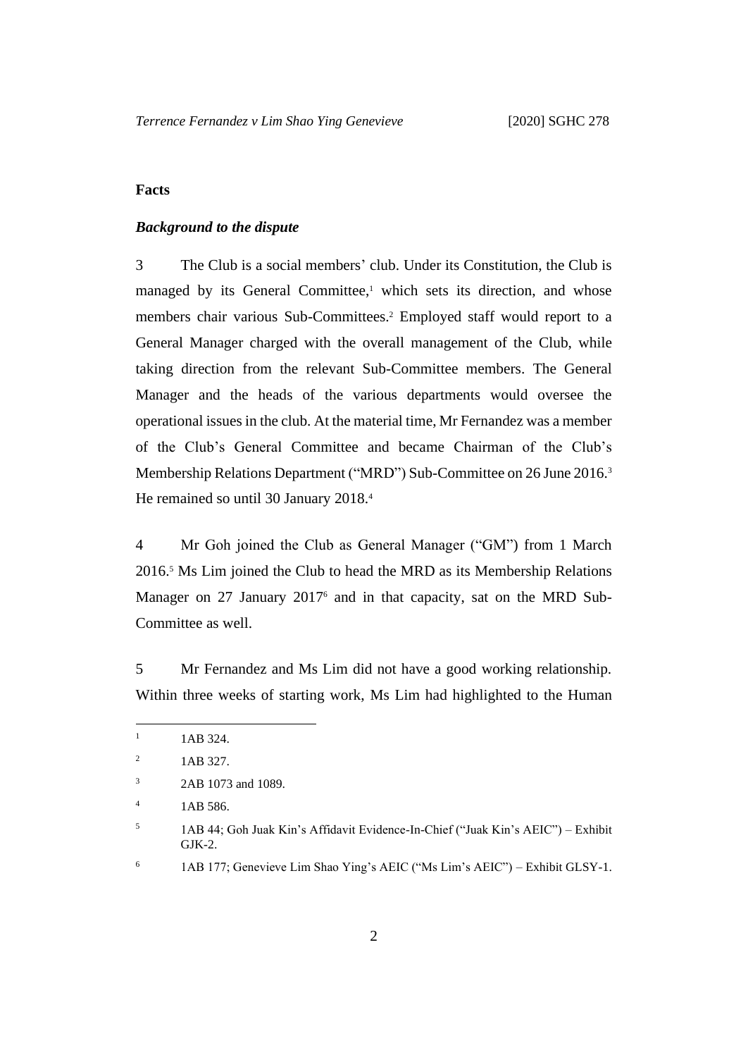**Facts**

***Background to the dispute***

3 The Club is a social members' club. Under its Constitution, the Club is managed by its General Committee,[1] which sets its direction, and whose members chair various Sub-Committees.[2] Employed staff would report to a General Manager charged with the overall management of the Club, while taking direction from the relevant Sub-Committee members. The General Manager and the heads of the various departments would oversee the operational issues in the club. At the material time, Mr Fernandez was a member of the Club's General Committee and became Chairman of the Club's Membership Relations Department ("MRD") Sub-Committee on 26 June 2016.[3] He remained so until 30 January 2018.[4]

4 Mr Goh joined the Club as General Manager ("GM") from 1 March 2016.[5] Ms Lim joined the Club to head the MRD as its Membership Relations Manager on 27 January 2017[6] and in that capacity, sat on the MRD Sub-Committee as well.

5 Mr Fernandez and Ms Lim did not have a good working relationship. Within three weeks of starting work, Ms Lim had highlighted to the Human

---

[1] 1AB 324.

[2] 1AB 327.

[3] 2AB 1073 and 1089.

[4] 1AB 586.

[5] 1AB 44; Goh Juak Kin's Affidavit Evidence-In-Chief ("Juak Kin's AEIC") – Exhibit GJK-2.

[6] 1AB 177; Genevieve Lim Shao Ying's AEIC ("Ms Lim's AEIC") – Exhibit GLSY-1.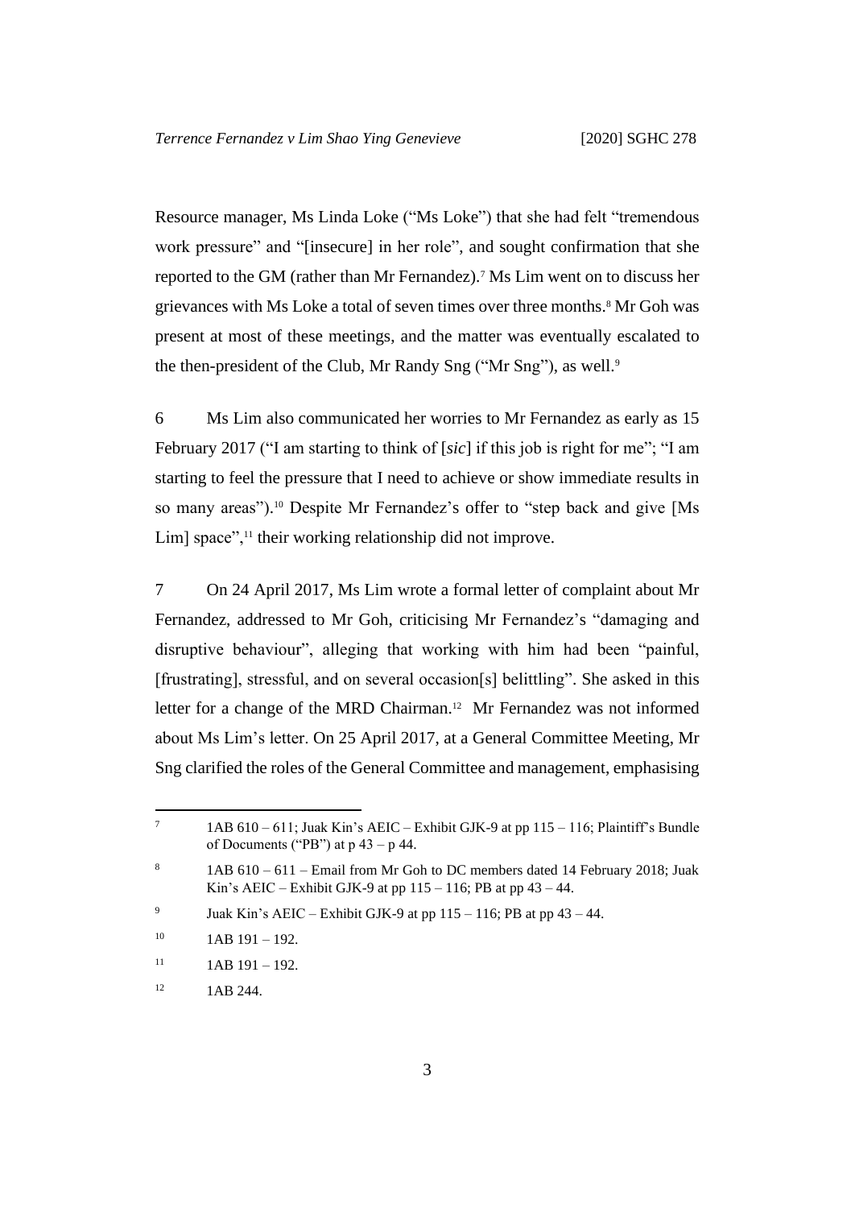Resource manager, Ms Linda Loke ("Ms Loke") that she had felt "tremendous work pressure" and "[insecure] in her role", and sought confirmation that she reported to the GM (rather than Mr Fernandez).[7] Ms Lim went on to discuss her grievances with Ms Loke a total of seven times over three months.[8] Mr Goh was present at most of these meetings, and the matter was eventually escalated to the then-president of the Club, Mr Randy Sng ("Mr Sng"), as well.[9]

6 Ms Lim also communicated her worries to Mr Fernandez as early as 15 February 2017 ("I am starting to think of [*sic*] if this job is right for me"; "I am starting to feel the pressure that I need to achieve or show immediate results in so many areas").[10] Despite Mr Fernandez's offer to "step back and give [Ms Lim] space",[11] their working relationship did not improve.

7 On 24 April 2017, Ms Lim wrote a formal letter of complaint about Mr Fernandez, addressed to Mr Goh, criticising Mr Fernandez's "damaging and disruptive behaviour", alleging that working with him had been "painful, [frustrating], stressful, and on several occasion[s] belittling". She asked in this letter for a change of the MRD Chairman.[12] Mr Fernandez was not informed about Ms Lim's letter. On 25 April 2017, at a General Committee Meeting, Mr Sng clarified the roles of the General Committee and management, emphasising

---

[7] 1AB 610 – 611; Juak Kin's AEIC – Exhibit GJK-9 at pp 115 – 116; Plaintiff's Bundle of Documents ("PB") at p 43 – p 44.

[8] 1AB 610 – 611 – Email from Mr Goh to DC members dated 14 February 2018; Juak Kin's AEIC – Exhibit GJK-9 at pp 115 – 116; PB at pp 43 – 44.

[9] Juak Kin's AEIC – Exhibit GJK-9 at pp 115 – 116; PB at pp 43 – 44.

[10] 1AB 191 – 192.

[11] 1AB 191 – 192.

[12] 1AB 244.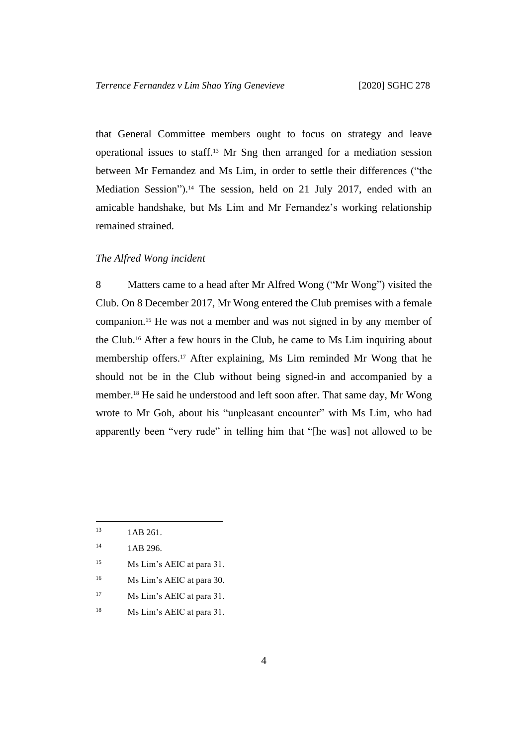that General Committee members ought to focus on strategy and leave operational issues to staff.[13] Mr Sng then arranged for a mediation session between Mr Fernandez and Ms Lim, in order to settle their differences ("the Mediation Session").[14] The session, held on 21 July 2017, ended with an amicable handshake, but Ms Lim and Mr Fernandez's working relationship remained strained.

*The Alfred Wong incident*

8 Matters came to a head after Mr Alfred Wong ("Mr Wong") visited the Club. On 8 December 2017, Mr Wong entered the Club premises with a female companion.[15] He was not a member and was not signed in by any member of the Club.[16] After a few hours in the Club, he came to Ms Lim inquiring about membership offers.[17] After explaining, Ms Lim reminded Mr Wong that he should not be in the Club without being signed-in and accompanied by a member.[18] He said he understood and left soon after. That same day, Mr Wong wrote to Mr Goh, about his "unpleasant encounter" with Ms Lim, who had apparently been "very rude" in telling him that "[he was] not allowed to be

---

[13] 1AB 261.

[14] 1AB 296.

[15] Ms Lim's AEIC at para 31.

[16] Ms Lim's AEIC at para 30.

[17] Ms Lim's AEIC at para 31.

[18] Ms Lim's AEIC at para 31.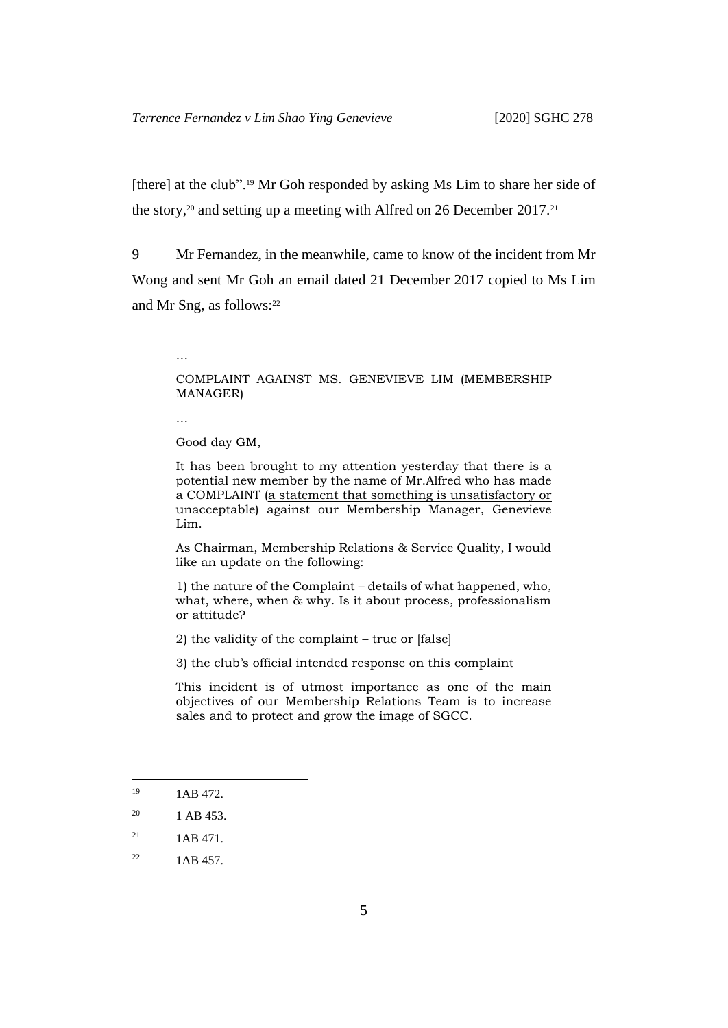[there] at the club".[19] Mr Goh responded by asking Ms Lim to share her side of the story,[20] and setting up a meeting with Alfred on 26 December 2017.[21]

9 Mr Fernandez, in the meanwhile, came to know of the incident from Mr Wong and sent Mr Goh an email dated 21 December 2017 copied to Ms Lim and Mr Sng, as follows:[22]

> …
>
> COMPLAINT AGAINST MS. GENEVIEVE LIM (MEMBERSHIP MANAGER)
>
> …
>
> Good day GM,
>
> It has been brought to my attention yesterday that there is a potential new member by the name of Mr.Alfred who has made a COMPLAINT (<u>a statement that something is unsatisfactory or unacceptable</u>) against our Membership Manager, Genevieve Lim.
>
> As Chairman, Membership Relations & Service Quality, I would like an update on the following:
>
> 1) the nature of the Complaint – details of what happened, who, what, where, when & why. Is it about process, professionalism or attitude?
>
> 2) the validity of the complaint – true or [false]
>
> 3) the club's official intended response on this complaint
>
> This incident is of utmost importance as one of the main objectives of our Membership Relations Team is to increase sales and to protect and grow the image of SGCC.

---

[19] 1AB 472.

[20] 1 AB 453.

[21] 1AB 471.

[22] 1AB 457.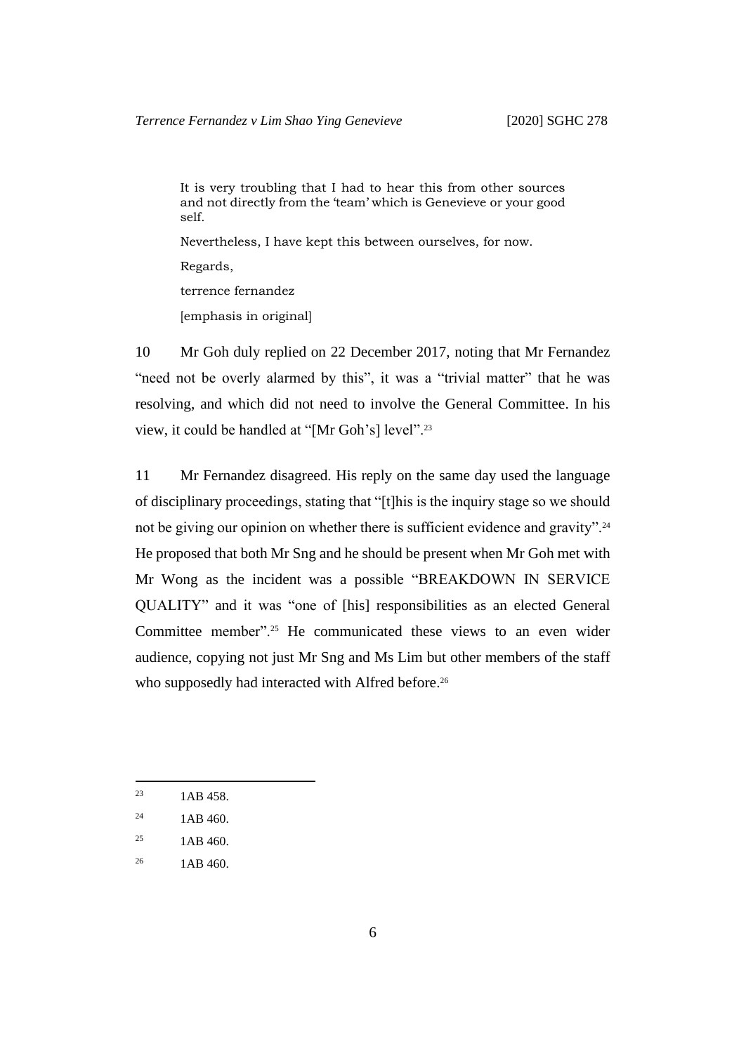> It is very troubling that I had to hear this from other sources and not directly from the 'team' which is Genevieve or your good self.
>
> Nevertheless, I have kept this between ourselves, for now.
>
> Regards,
>
> terrence fernandez
>
> [emphasis in original]

10 Mr Goh duly replied on 22 December 2017, noting that Mr Fernandez "need not be overly alarmed by this", it was a "trivial matter" that he was resolving, and which did not need to involve the General Committee. In his view, it could be handled at "[Mr Goh's] level".[23]

11 Mr Fernandez disagreed. His reply on the same day used the language of disciplinary proceedings, stating that "[t]his is the inquiry stage so we should not be giving our opinion on whether there is sufficient evidence and gravity".[24] He proposed that both Mr Sng and he should be present when Mr Goh met with Mr Wong as the incident was a possible "BREAKDOWN IN SERVICE QUALITY" and it was "one of [his] responsibilities as an elected General Committee member".[25] He communicated these views to an even wider audience, copying not just Mr Sng and Ms Lim but other members of the staff who supposedly had interacted with Alfred before.[26]

---

[23] 1AB 458.

[24] 1AB 460.

[25] 1AB 460.

[26] 1AB 460.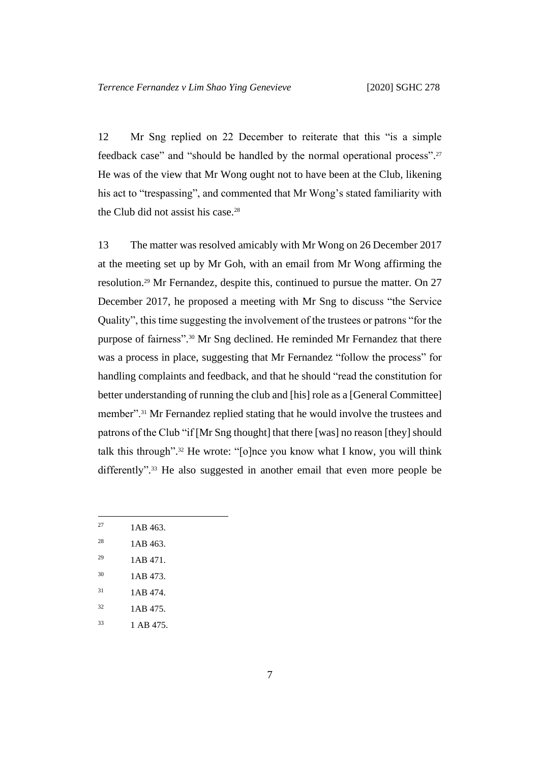12 Mr Sng replied on 22 December to reiterate that this "is a simple feedback case" and "should be handled by the normal operational process".[27] He was of the view that Mr Wong ought not to have been at the Club, likening his act to "trespassing", and commented that Mr Wong's stated familiarity with the Club did not assist his case.[28]

13 The matter was resolved amicably with Mr Wong on 26 December 2017 at the meeting set up by Mr Goh, with an email from Mr Wong affirming the resolution.[29] Mr Fernandez, despite this, continued to pursue the matter. On 27 December 2017, he proposed a meeting with Mr Sng to discuss "the Service Quality", this time suggesting the involvement of the trustees or patrons "for the purpose of fairness".[30] Mr Sng declined. He reminded Mr Fernandez that there was a process in place, suggesting that Mr Fernandez "follow the process" for handling complaints and feedback, and that he should "read the constitution for better understanding of running the club and [his] role as a [General Committee] member".[31] Mr Fernandez replied stating that he would involve the trustees and patrons of the Club "if [Mr Sng thought] that there [was] no reason [they] should talk this through".[32] He wrote: "[o]nce you know what I know, you will think differently".[33] He also suggested in another email that even more people be

---

[27] 1AB 463.

[28] 1AB 463.

[29] 1AB 471.

[30] 1AB 473.

[31] 1AB 474.

[32] 1AB 475.

[33] 1 AB 475.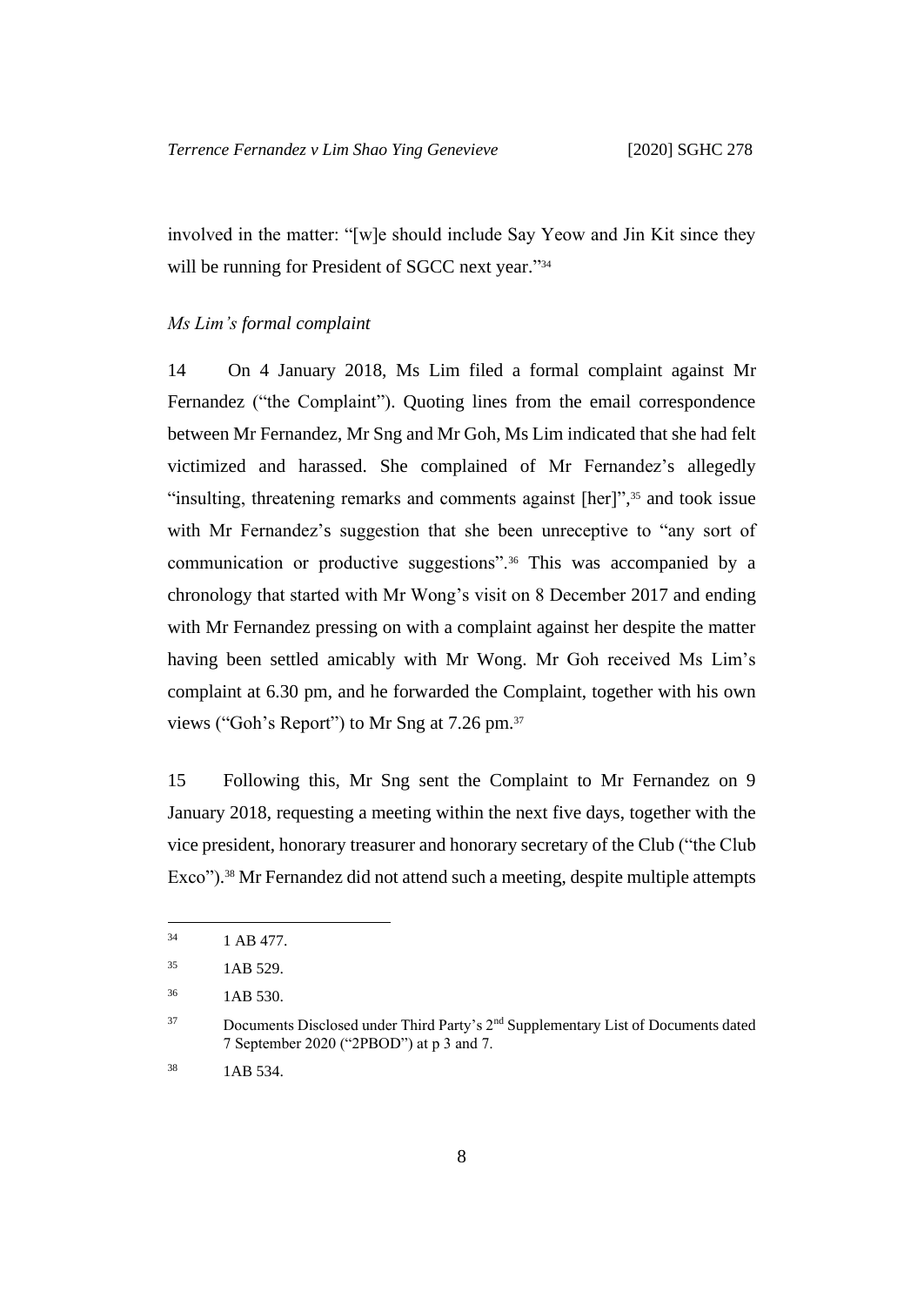involved in the matter: "[w]e should include Say Yeow and Jin Kit since they will be running for President of SGCC next year."[34]

*Ms Lim's formal complaint*

14 On 4 January 2018, Ms Lim filed a formal complaint against Mr Fernandez ("the Complaint"). Quoting lines from the email correspondence between Mr Fernandez, Mr Sng and Mr Goh, Ms Lim indicated that she had felt victimized and harassed. She complained of Mr Fernandez's allegedly "insulting, threatening remarks and comments against [her]",[35] and took issue with Mr Fernandez's suggestion that she been unreceptive to "any sort of communication or productive suggestions".[36] This was accompanied by a chronology that started with Mr Wong's visit on 8 December 2017 and ending with Mr Fernandez pressing on with a complaint against her despite the matter having been settled amicably with Mr Wong. Mr Goh received Ms Lim's complaint at 6.30 pm, and he forwarded the Complaint, together with his own views ("Goh's Report") to Mr Sng at 7.26 pm.[37]

15 Following this, Mr Sng sent the Complaint to Mr Fernandez on 9 January 2018, requesting a meeting within the next five days, together with the vice president, honorary treasurer and honorary secretary of the Club ("the Club Exco").[38] Mr Fernandez did not attend such a meeting, despite multiple attempts

---

[34] 1 AB 477.

[35] 1AB 529.

[36] 1AB 530.

[37] Documents Disclosed under Third Party's 2nd Supplementary List of Documents dated 7 September 2020 ("2PBOD") at p 3 and 7.

[38] 1AB 534.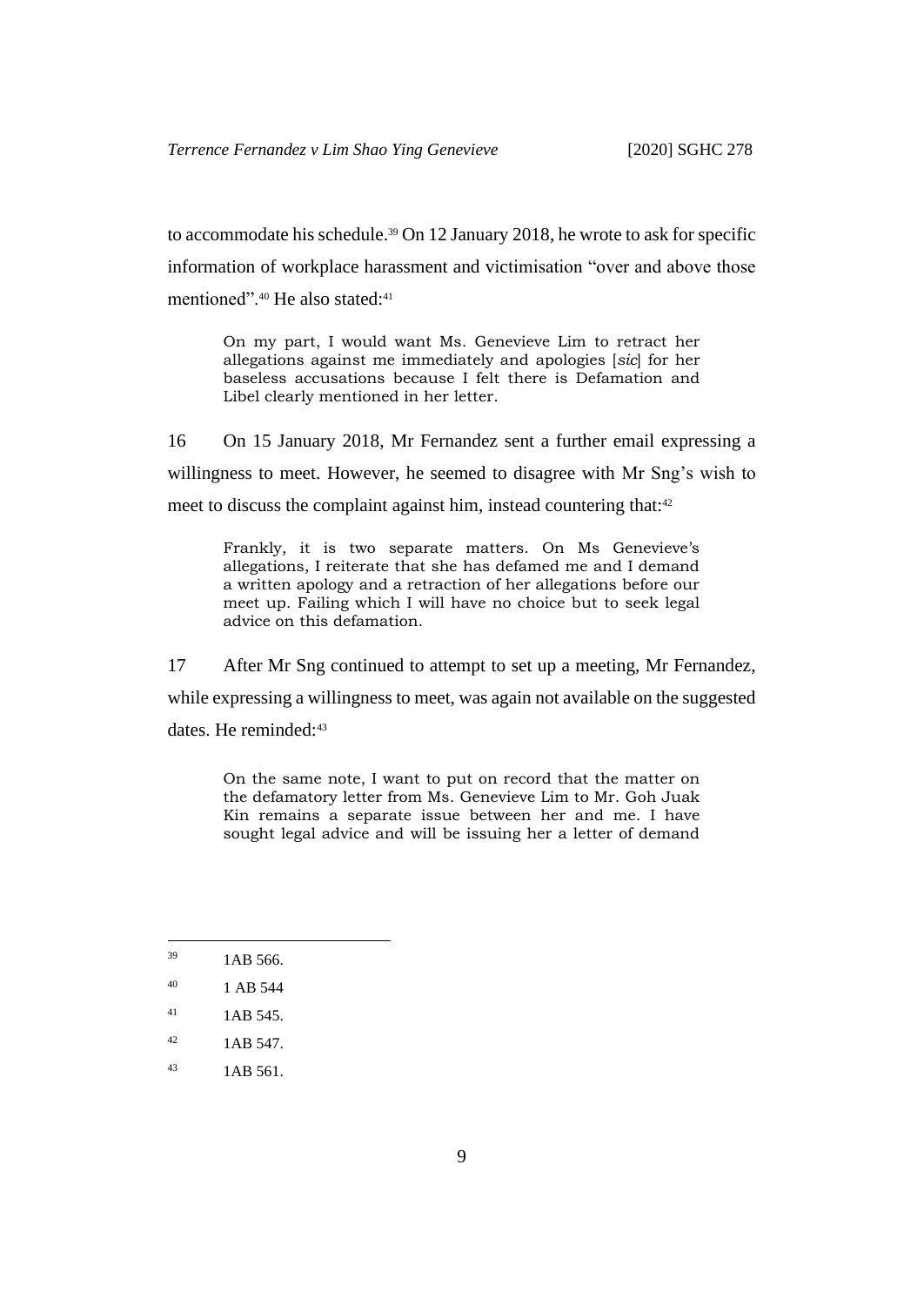to accommodate his schedule.[39] On 12 January 2018, he wrote to ask for specific information of workplace harassment and victimisation "over and above those mentioned".[40] He also stated:[41]

> On my part, I would want Ms. Genevieve Lim to retract her allegations against me immediately and apologies [*sic*] for her baseless accusations because I felt there is Defamation and Libel clearly mentioned in her letter.

16 On 15 January 2018, Mr Fernandez sent a further email expressing a willingness to meet. However, he seemed to disagree with Mr Sng's wish to meet to discuss the complaint against him, instead countering that:[42]

> Frankly, it is two separate matters. On Ms Genevieve's allegations, I reiterate that she has defamed me and I demand a written apology and a retraction of her allegations before our meet up. Failing which I will have no choice but to seek legal advice on this defamation.

17 After Mr Sng continued to attempt to set up a meeting, Mr Fernandez, while expressing a willingness to meet, was again not available on the suggested dates. He reminded:[43]

> On the same note, I want to put on record that the matter on the defamatory letter from Ms. Genevieve Lim to Mr. Goh Juak Kin remains a separate issue between her and me. I have sought legal advice and will be issuing her a letter of demand

---

[39] 1AB 566.

[40] 1 AB 544

[41] 1AB 545.

[42] 1AB 547.

[43] 1AB 561.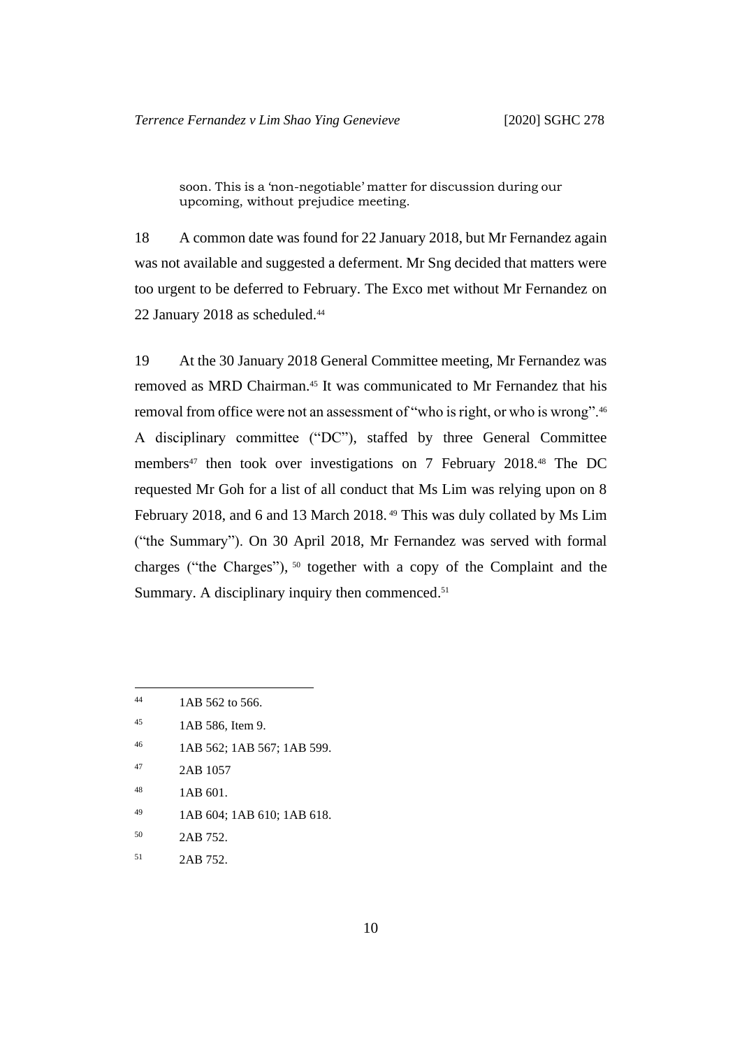> soon. This is a 'non-negotiable' matter for discussion during our upcoming, without prejudice meeting.

18 A common date was found for 22 January 2018, but Mr Fernandez again was not available and suggested a deferment. Mr Sng decided that matters were too urgent to be deferred to February. The Exco met without Mr Fernandez on 22 January 2018 as scheduled.[44]

19 At the 30 January 2018 General Committee meeting, Mr Fernandez was removed as MRD Chairman.[45] It was communicated to Mr Fernandez that his removal from office were not an assessment of "who is right, or who is wrong".[46] A disciplinary committee ("DC"), staffed by three General Committee members[47] then took over investigations on 7 February 2018.[48] The DC requested Mr Goh for a list of all conduct that Ms Lim was relying upon on 8 February 2018, and 6 and 13 March 2018.[49] This was duly collated by Ms Lim ("the Summary"). On 30 April 2018, Mr Fernandez was served with formal charges ("the Charges"),[50] together with a copy of the Complaint and the Summary. A disciplinary inquiry then commenced.[51]

---

[44] 1AB 562 to 566.

[45] 1AB 586, Item 9.

[46] 1AB 562; 1AB 567; 1AB 599.

[47] 2AB 1057

[48] 1AB 601.

[49] 1AB 604; 1AB 610; 1AB 618.

[50] 2AB 752.

[51] 2AB 752.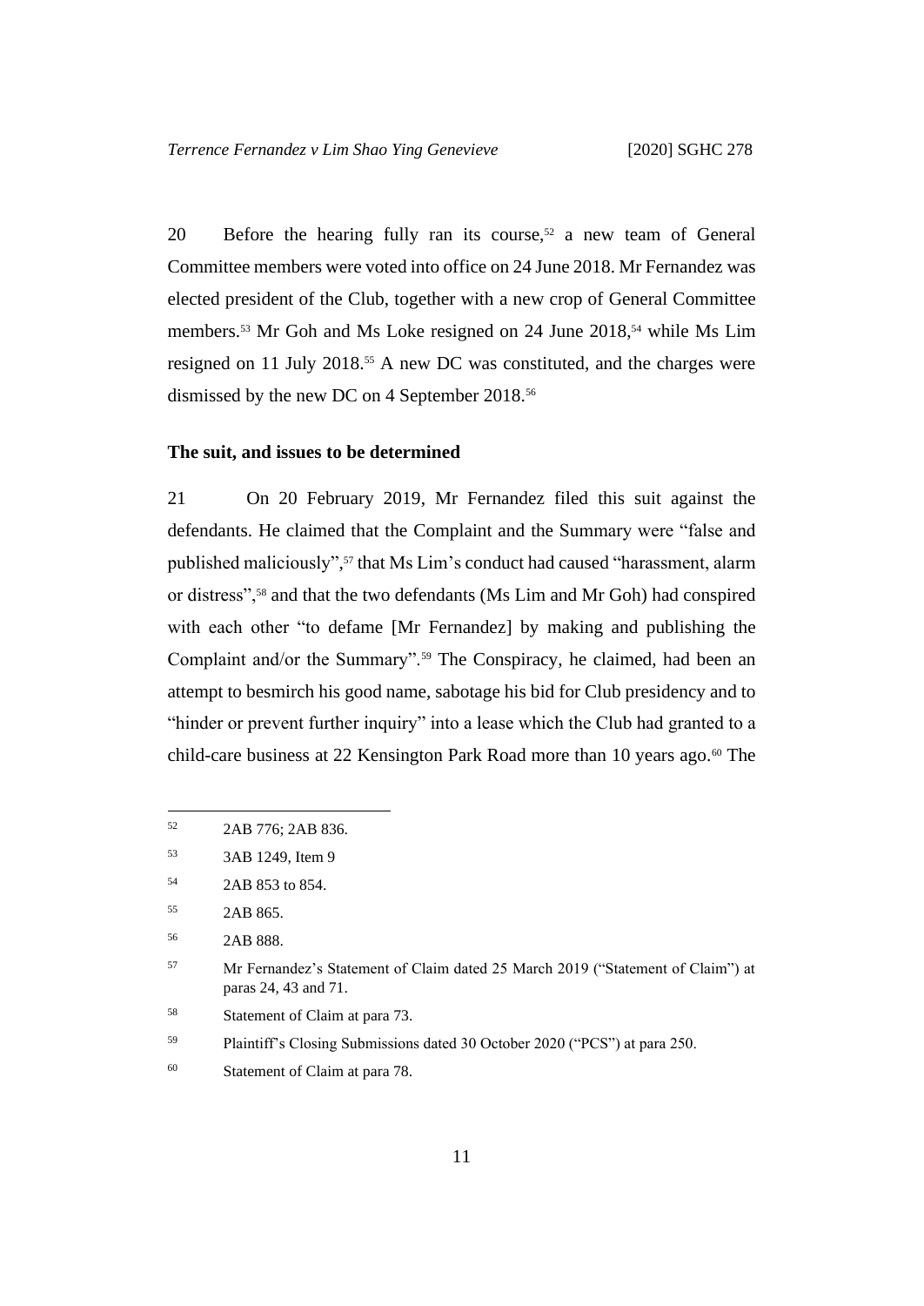20 Before the hearing fully ran its course,[52] a new team of General Committee members were voted into office on 24 June 2018. Mr Fernandez was elected president of the Club, together with a new crop of General Committee members.[53] Mr Goh and Ms Loke resigned on 24 June 2018,[54] while Ms Lim resigned on 11 July 2018.[55] A new DC was constituted, and the charges were dismissed by the new DC on 4 September 2018.[56]

**The suit, and issues to be determined**

21 On 20 February 2019, Mr Fernandez filed this suit against the defendants. He claimed that the Complaint and the Summary were "false and published maliciously",[57] that Ms Lim's conduct had caused "harassment, alarm or distress",[58] and that the two defendants (Ms Lim and Mr Goh) had conspired with each other "to defame [Mr Fernandez] by making and publishing the Complaint and/or the Summary".[59] The Conspiracy, he claimed, had been an attempt to besmirch his good name, sabotage his bid for Club presidency and to "hinder or prevent further inquiry" into a lease which the Club had granted to a child-care business at 22 Kensington Park Road more than 10 years ago.[60] The

---

[52] 2AB 776; 2AB 836.

[53] 3AB 1249, Item 9

[54] 2AB 853 to 854.

[55] 2AB 865.

[56] 2AB 888.

[57] Mr Fernandez's Statement of Claim dated 25 March 2019 ("Statement of Claim") at paras 24, 43 and 71.

[58] Statement of Claim at para 73.

[59] Plaintiff's Closing Submissions dated 30 October 2020 ("PCS") at para 250.

[60] Statement of Claim at para 78.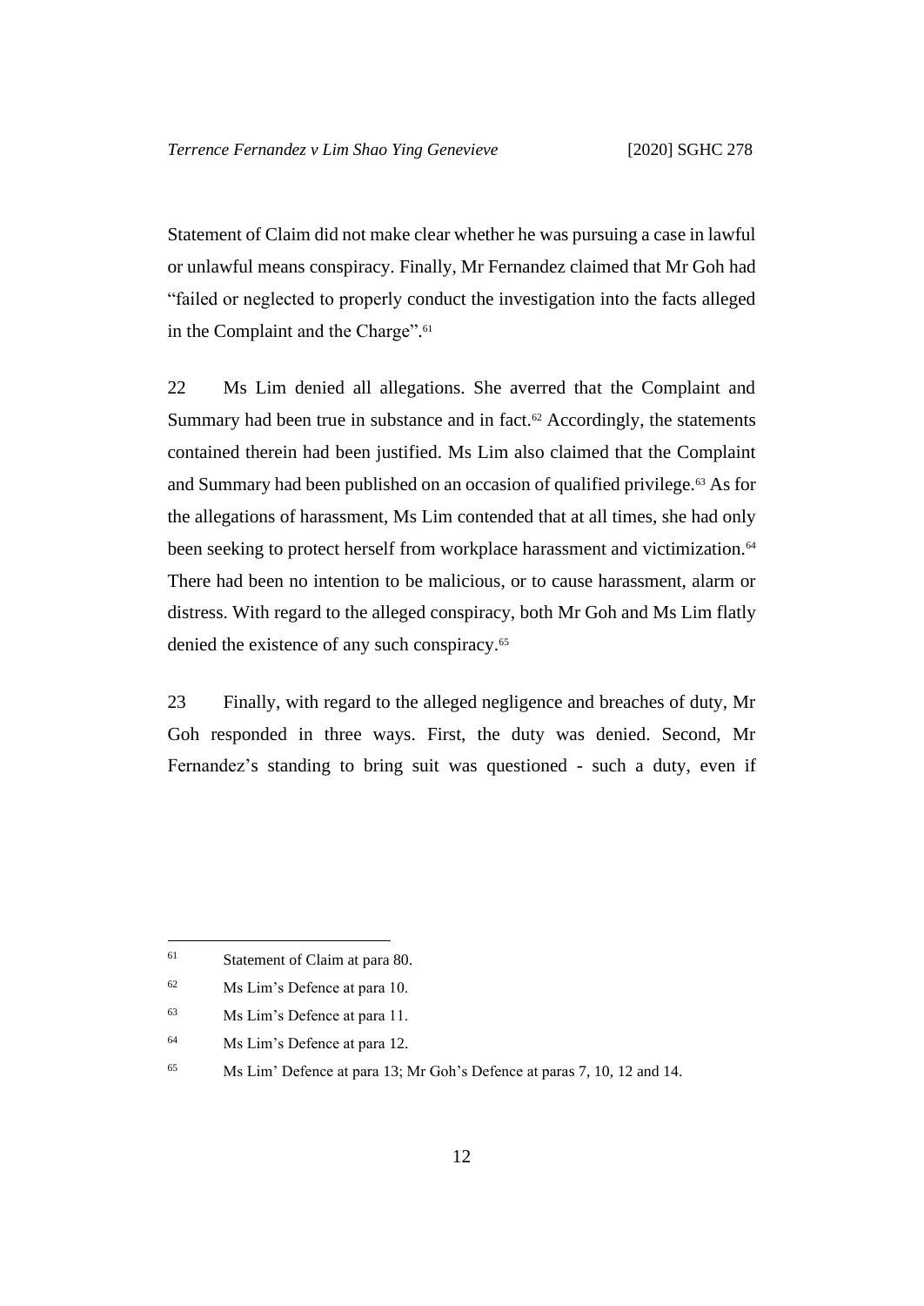Statement of Claim did not make clear whether he was pursuing a case in lawful or unlawful means conspiracy. Finally, Mr Fernandez claimed that Mr Goh had "failed or neglected to properly conduct the investigation into the facts alleged in the Complaint and the Charge".[61]

22 Ms Lim denied all allegations. She averred that the Complaint and Summary had been true in substance and in fact.[62] Accordingly, the statements contained therein had been justified. Ms Lim also claimed that the Complaint and Summary had been published on an occasion of qualified privilege.[63] As for the allegations of harassment, Ms Lim contended that at all times, she had only been seeking to protect herself from workplace harassment and victimization.[64] There had been no intention to be malicious, or to cause harassment, alarm or distress. With regard to the alleged conspiracy, both Mr Goh and Ms Lim flatly denied the existence of any such conspiracy.[65]

23 Finally, with regard to the alleged negligence and breaches of duty, Mr Goh responded in three ways. First, the duty was denied. Second, Mr Fernandez's standing to bring suit was questioned - such a duty, even if

---

[61] Statement of Claim at para 80.

[62] Ms Lim's Defence at para 10.

[63] Ms Lim's Defence at para 11.

[64] Ms Lim's Defence at para 12.

[65] Ms Lim' Defence at para 13; Mr Goh's Defence at paras 7, 10, 12 and 14.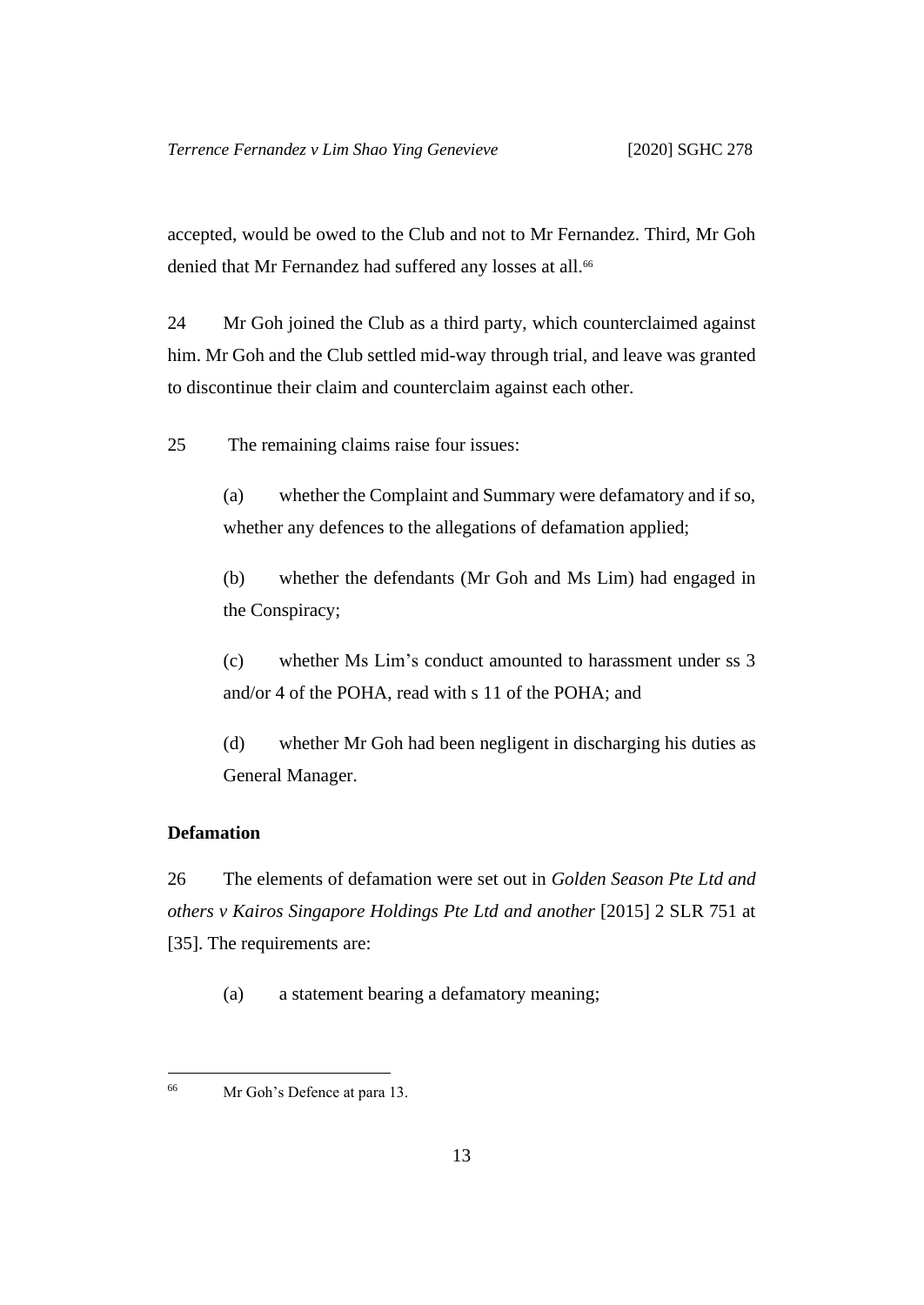accepted, would be owed to the Club and not to Mr Fernandez. Third, Mr Goh denied that Mr Fernandez had suffered any losses at all.[66]

24 Mr Goh joined the Club as a third party, which counterclaimed against him. Mr Goh and the Club settled mid-way through trial, and leave was granted to discontinue their claim and counterclaim against each other.

25 The remaining claims raise four issues:

(a) whether the Complaint and Summary were defamatory and if so, whether any defences to the allegations of defamation applied;

(b) whether the defendants (Mr Goh and Ms Lim) had engaged in the Conspiracy;

(c) whether Ms Lim's conduct amounted to harassment under ss 3 and/or 4 of the POHA, read with s 11 of the POHA; and

(d) whether Mr Goh had been negligent in discharging his duties as General Manager.

## Defamation

26 The elements of defamation were set out in *Golden Season Pte Ltd and others v Kairos Singapore Holdings Pte Ltd and another* [2015] 2 SLR 751 at [35]. The requirements are:

(a) a statement bearing a defamatory meaning;

---

[66] Mr Goh's Defence at para 13.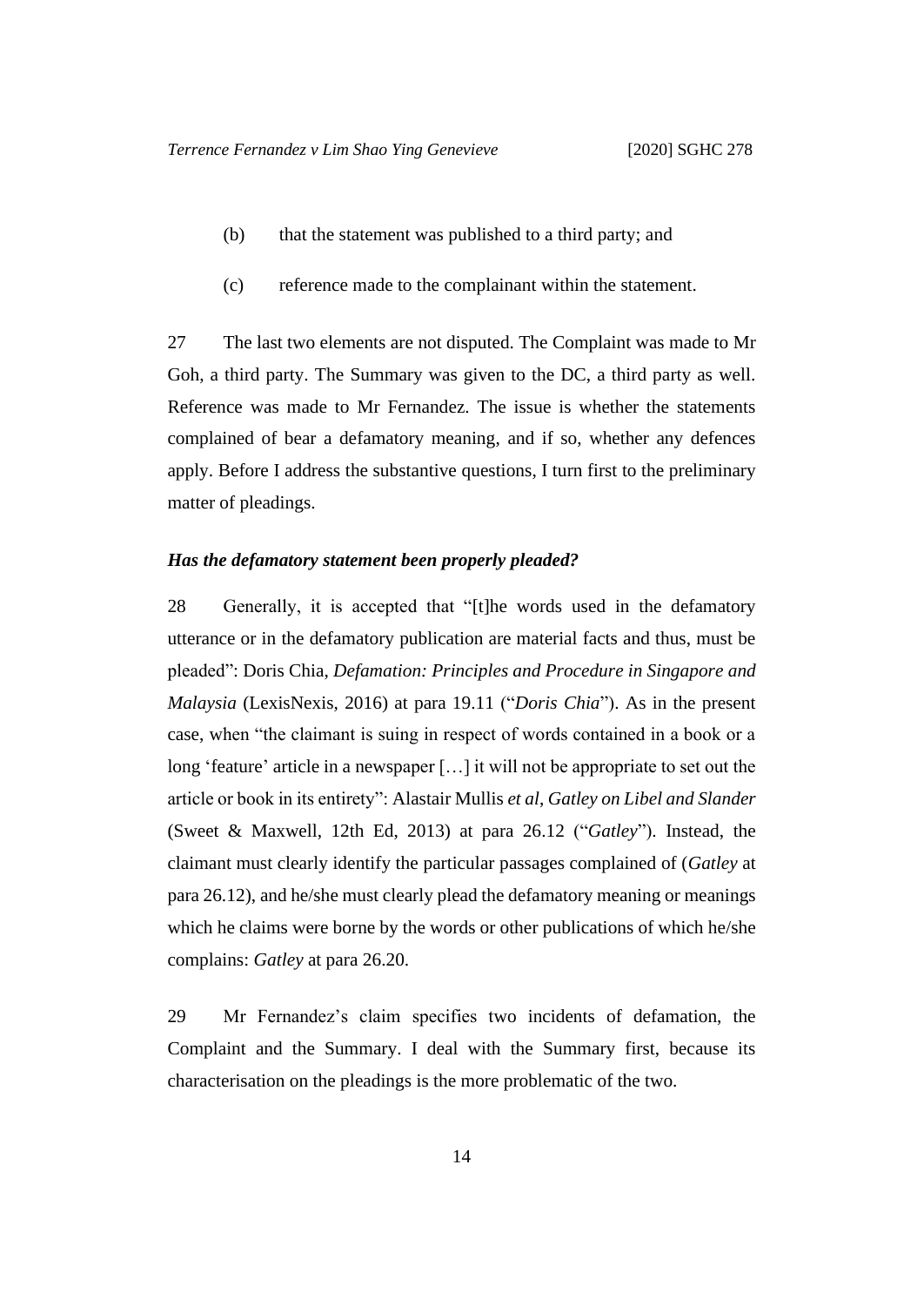(b) that the statement was published to a third party; and

(c) reference made to the complainant within the statement.

27 The last two elements are not disputed. The Complaint was made to Mr Goh, a third party. The Summary was given to the DC, a third party as well. Reference was made to Mr Fernandez. The issue is whether the statements complained of bear a defamatory meaning, and if so, whether any defences apply. Before I address the substantive questions, I turn first to the preliminary matter of pleadings.

### *Has the defamatory statement been properly pleaded?*

28 Generally, it is accepted that "[t]he words used in the defamatory utterance or in the defamatory publication are material facts and thus, must be pleaded": Doris Chia, *Defamation: Principles and Procedure in Singapore and Malaysia* (LexisNexis, 2016) at para 19.11 ("*Doris Chia*"). As in the present case, when "the claimant is suing in respect of words contained in a book or a long 'feature' article in a newspaper […] it will not be appropriate to set out the article or book in its entirety": Alastair Mullis *et al*, *Gatley on Libel and Slander* (Sweet & Maxwell, 12th Ed, 2013) at para 26.12 ("*Gatley*"). Instead, the claimant must clearly identify the particular passages complained of (*Gatley* at para 26.12), and he/she must clearly plead the defamatory meaning or meanings which he claims were borne by the words or other publications of which he/she complains: *Gatley* at para 26.20.

29 Mr Fernandez's claim specifies two incidents of defamation, the Complaint and the Summary. I deal with the Summary first, because its characterisation on the pleadings is the more problematic of the two.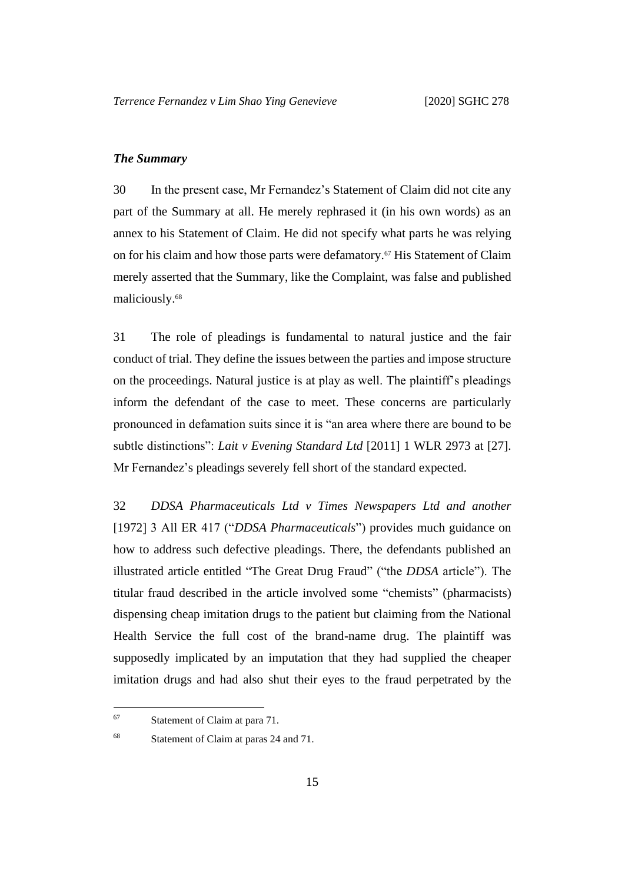### *The Summary*

30 In the present case, Mr Fernandez's Statement of Claim did not cite any part of the Summary at all. He merely rephrased it (in his own words) as an annex to his Statement of Claim. He did not specify what parts he was relying on for his claim and how those parts were defamatory.[67] His Statement of Claim merely asserted that the Summary, like the Complaint, was false and published maliciously.[68]

31 The role of pleadings is fundamental to natural justice and the fair conduct of trial. They define the issues between the parties and impose structure on the proceedings. Natural justice is at play as well. The plaintiff's pleadings inform the defendant of the case to meet. These concerns are particularly pronounced in defamation suits since it is "an area where there are bound to be subtle distinctions": *Lait v Evening Standard Ltd* [2011] 1 WLR 2973 at [27]. Mr Fernandez's pleadings severely fell short of the standard expected.

32 *DDSA Pharmaceuticals Ltd v Times Newspapers Ltd and another* [1972] 3 All ER 417 ("*DDSA Pharmaceuticals*") provides much guidance on how to address such defective pleadings. There, the defendants published an illustrated article entitled "The Great Drug Fraud" ("the *DDSA* article"). The titular fraud described in the article involved some "chemists" (pharmacists) dispensing cheap imitation drugs to the patient but claiming from the National Health Service the full cost of the brand-name drug. The plaintiff was supposedly implicated by an imputation that they had supplied the cheaper imitation drugs and had also shut their eyes to the fraud perpetrated by the

---

[67] Statement of Claim at para 71.

[68] Statement of Claim at paras 24 and 71.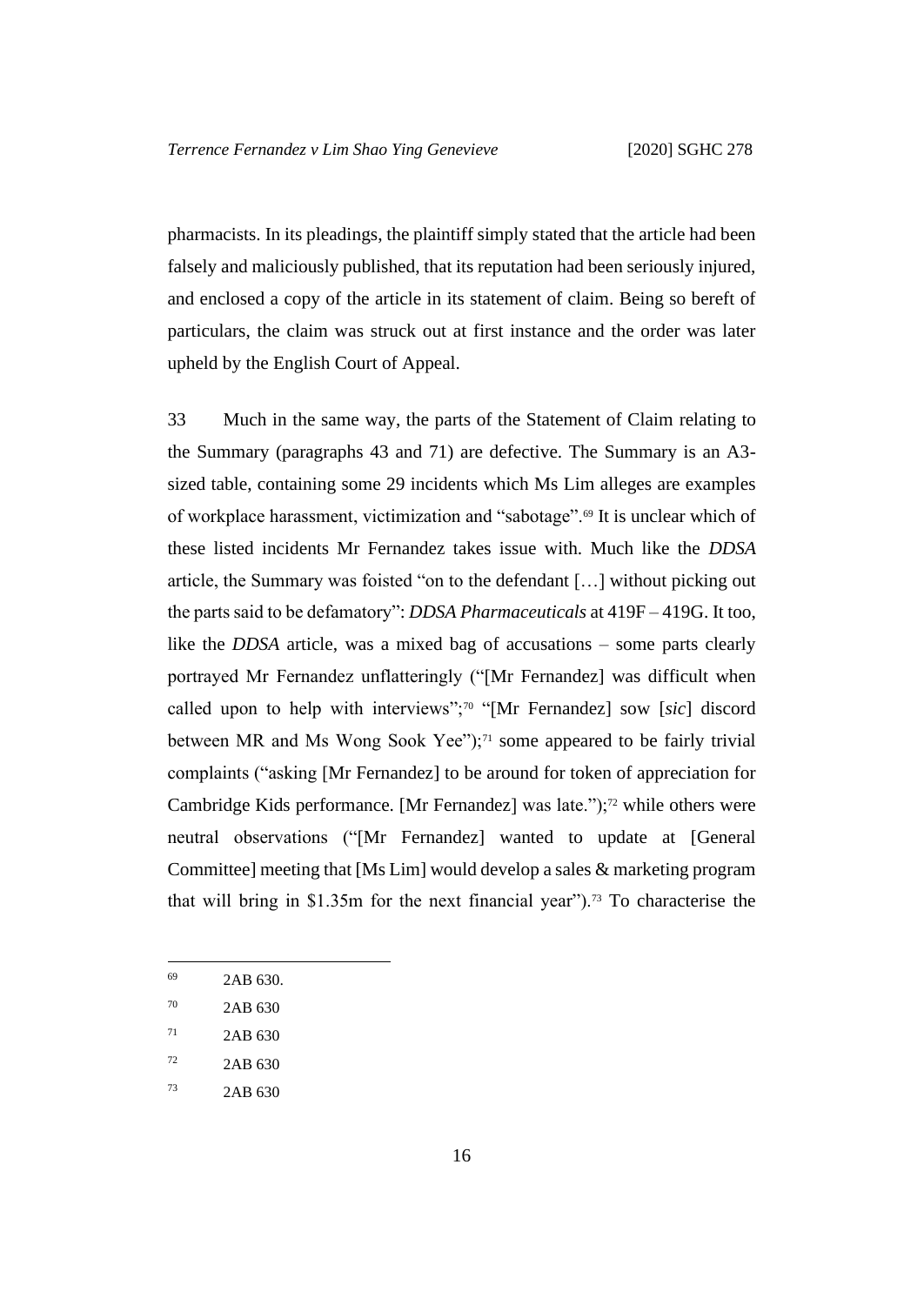pharmacists. In its pleadings, the plaintiff simply stated that the article had been falsely and maliciously published, that its reputation had been seriously injured, and enclosed a copy of the article in its statement of claim. Being so bereft of particulars, the claim was struck out at first instance and the order was later upheld by the English Court of Appeal.

33 Much in the same way, the parts of the Statement of Claim relating to the Summary (paragraphs 43 and 71) are defective. The Summary is an A3-sized table, containing some 29 incidents which Ms Lim alleges are examples of workplace harassment, victimization and "sabotage".[69] It is unclear which of these listed incidents Mr Fernandez takes issue with. Much like the *DDSA* article, the Summary was foisted "on to the defendant […] without picking out the parts said to be defamatory": *DDSA Pharmaceuticals* at 419F – 419G. It too, like the *DDSA* article, was a mixed bag of accusations – some parts clearly portrayed Mr Fernandez unflatteringly ("[Mr Fernandez] was difficult when called upon to help with interviews";[70] "[Mr Fernandez] sow [*sic*] discord between MR and Ms Wong Sook Yee");[71] some appeared to be fairly trivial complaints ("asking [Mr Fernandez] to be around for token of appreciation for Cambridge Kids performance. [Mr Fernandez] was late.");[72] while others were neutral observations ("[Mr Fernandez] wanted to update at [General Committee] meeting that [Ms Lim] would develop a sales & marketing program that will bring in $1.35m for the next financial year").[73] To characterise the

---

[69] 2AB 630.

[70] 2AB 630

[71] 2AB 630

[72] 2AB 630

[73] 2AB 630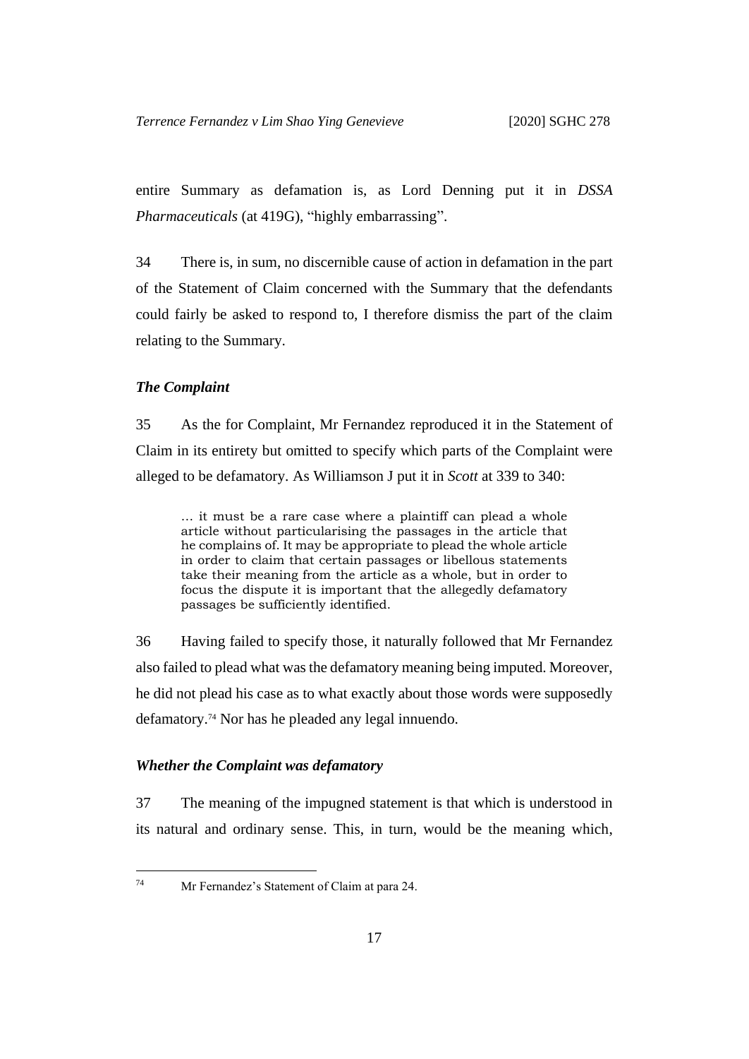entire Summary as defamation is, as Lord Denning put it in *DSSA Pharmaceuticals* (at 419G), "highly embarrassing".

34 There is, in sum, no discernible cause of action in defamation in the part of the Statement of Claim concerned with the Summary that the defendants could fairly be asked to respond to, I therefore dismiss the part of the claim relating to the Summary.

### *The Complaint*

35 As the for Complaint, Mr Fernandez reproduced it in the Statement of Claim in its entirety but omitted to specify which parts of the Complaint were alleged to be defamatory. As Williamson J put it in *Scott* at 339 to 340:

> … it must be a rare case where a plaintiff can plead a whole article without particularising the passages in the article that he complains of. It may be appropriate to plead the whole article in order to claim that certain passages or libellous statements take their meaning from the article as a whole, but in order to focus the dispute it is important that the allegedly defamatory passages be sufficiently identified.

36 Having failed to specify those, it naturally followed that Mr Fernandez also failed to plead what was the defamatory meaning being imputed. Moreover, he did not plead his case as to what exactly about those words were supposedly defamatory.[74] Nor has he pleaded any legal innuendo.

### *Whether the Complaint was defamatory*

37 The meaning of the impugned statement is that which is understood in its natural and ordinary sense. This, in turn, would be the meaning which,

[74] Mr Fernandez's Statement of Claim at para 24.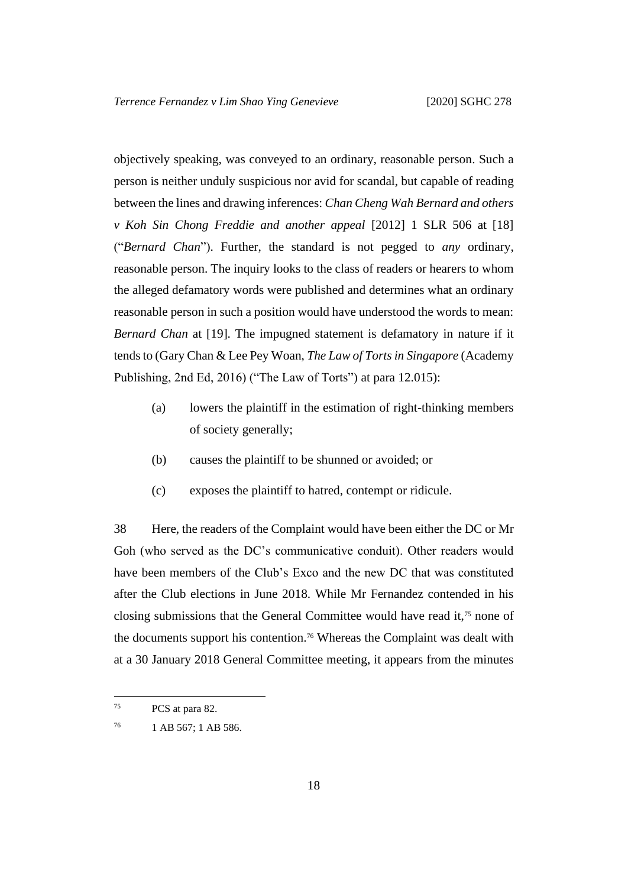objectively speaking, was conveyed to an ordinary, reasonable person. Such a person is neither unduly suspicious nor avid for scandal, but capable of reading between the lines and drawing inferences: *Chan Cheng Wah Bernard and others v Koh Sin Chong Freddie and another appeal* [2012] 1 SLR 506 at [18] ("*Bernard Chan*"). Further, the standard is not pegged to *any* ordinary, reasonable person. The inquiry looks to the class of readers or hearers to whom the alleged defamatory words were published and determines what an ordinary reasonable person in such a position would have understood the words to mean: *Bernard Chan* at [19]. The impugned statement is defamatory in nature if it tends to (Gary Chan & Lee Pey Woan, *The Law of Torts in Singapore* (Academy Publishing, 2nd Ed, 2016) ("The Law of Torts") at para 12.015):

(a) lowers the plaintiff in the estimation of right-thinking members of society generally;

(b) causes the plaintiff to be shunned or avoided; or

(c) exposes the plaintiff to hatred, contempt or ridicule.

38 Here, the readers of the Complaint would have been either the DC or Mr Goh (who served as the DC's communicative conduit). Other readers would have been members of the Club's Exco and the new DC that was constituted after the Club elections in June 2018. While Mr Fernandez contended in his closing submissions that the General Committee would have read it,[75] none of the documents support his contention.[76] Whereas the Complaint was dealt with at a 30 January 2018 General Committee meeting, it appears from the minutes

---

[75] PCS at para 82.

[76] 1 AB 567; 1 AB 586.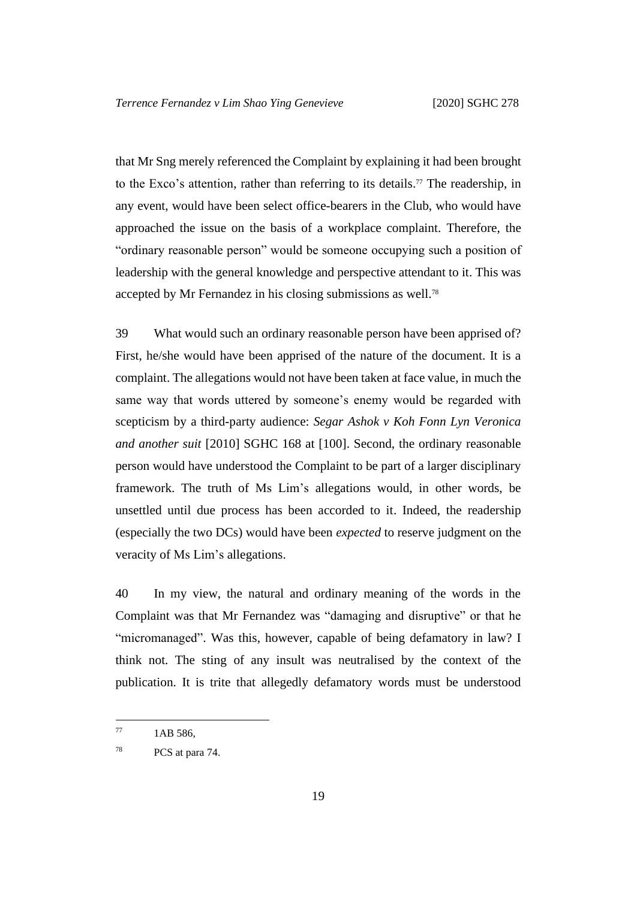that Mr Sng merely referenced the Complaint by explaining it had been brought to the Exco's attention, rather than referring to its details.[77] The readership, in any event, would have been select office-bearers in the Club, who would have approached the issue on the basis of a workplace complaint. Therefore, the "ordinary reasonable person" would be someone occupying such a position of leadership with the general knowledge and perspective attendant to it. This was accepted by Mr Fernandez in his closing submissions as well.[78]

39 What would such an ordinary reasonable person have been apprised of? First, he/she would have been apprised of the nature of the document. It is a complaint. The allegations would not have been taken at face value, in much the same way that words uttered by someone's enemy would be regarded with scepticism by a third-party audience: *Segar Ashok v Koh Fonn Lyn Veronica and another suit* [2010] SGHC 168 at [100]. Second, the ordinary reasonable person would have understood the Complaint to be part of a larger disciplinary framework. The truth of Ms Lim's allegations would, in other words, be unsettled until due process has been accorded to it. Indeed, the readership (especially the two DCs) would have been *expected* to reserve judgment on the veracity of Ms Lim's allegations.

40 In my view, the natural and ordinary meaning of the words in the Complaint was that Mr Fernandez was "damaging and disruptive" or that he "micromanaged". Was this, however, capable of being defamatory in law? I think not. The sting of any insult was neutralised by the context of the publication. It is trite that allegedly defamatory words must be understood

---

[77] 1AB 586,

[78] PCS at para 74.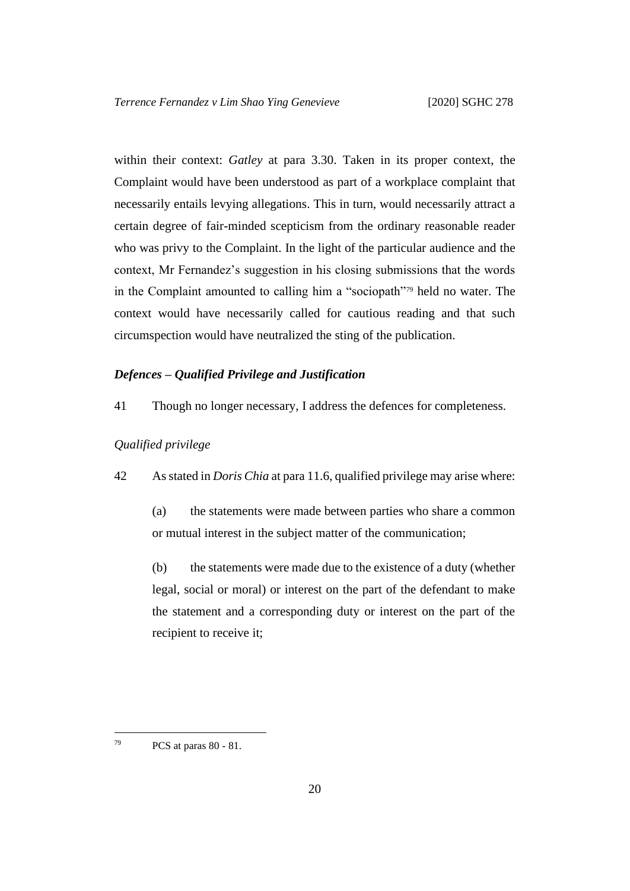within their context: *Gatley* at para 3.30. Taken in its proper context, the Complaint would have been understood as part of a workplace complaint that necessarily entails levying allegations. This in turn, would necessarily attract a certain degree of fair-minded scepticism from the ordinary reasonable reader who was privy to the Complaint. In the light of the particular audience and the context, Mr Fernandez's suggestion in his closing submissions that the words in the Complaint amounted to calling him a "sociopath"[79] held no water. The context would have necessarily called for cautious reading and that such circumspection would have neutralized the sting of the publication.

### *Defences – Qualified Privilege and Justification*

41 Though no longer necessary, I address the defences for completeness.

#### *Qualified privilege*

42 As stated in *Doris Chia* at para 11.6, qualified privilege may arise where:

(a) the statements were made between parties who share a common or mutual interest in the subject matter of the communication;

(b) the statements were made due to the existence of a duty (whether legal, social or moral) or interest on the part of the defendant to make the statement and a corresponding duty or interest on the part of the recipient to receive it;

---

[79] PCS at paras 80 - 81.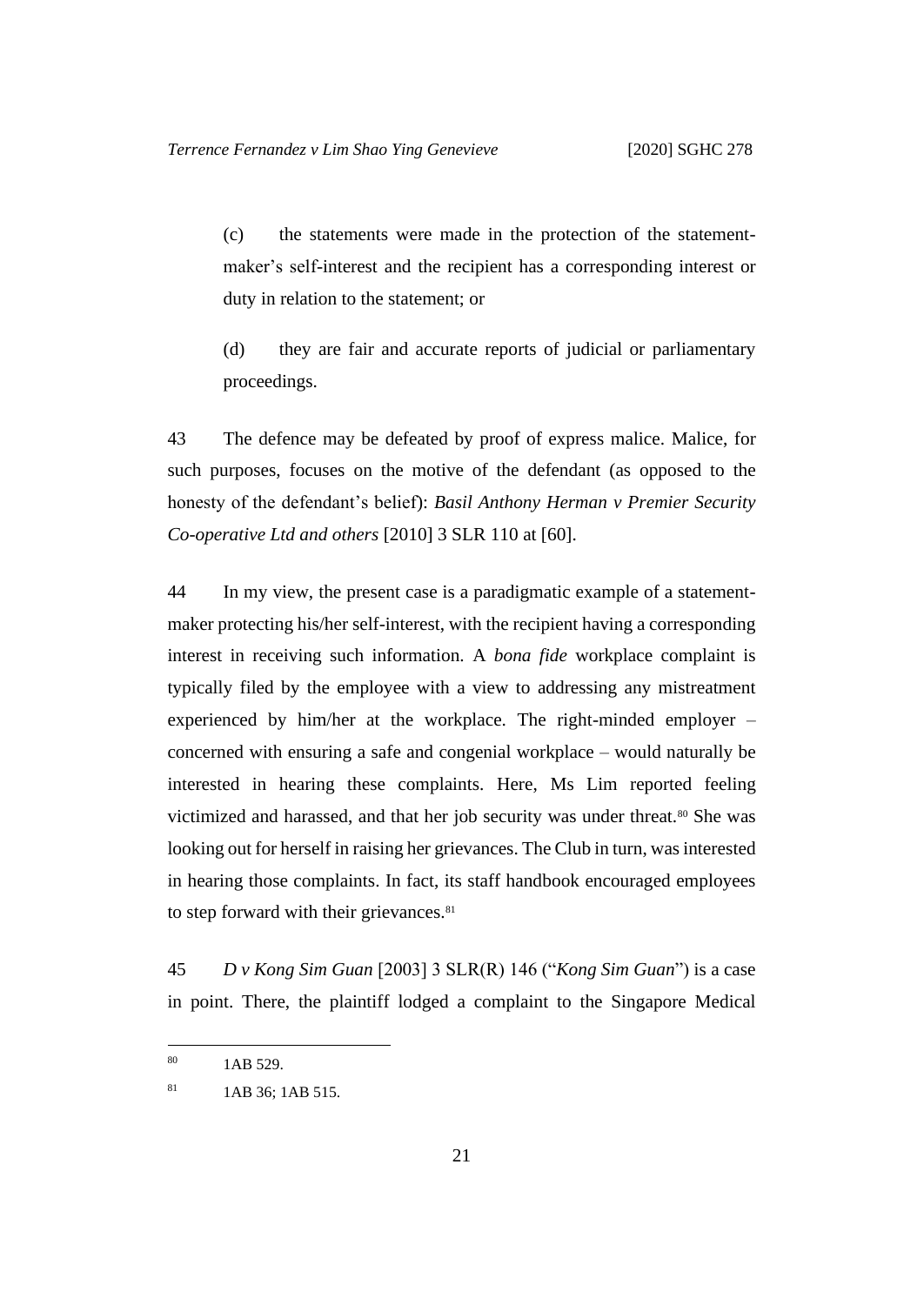(c) the statements were made in the protection of the statement-maker's self-interest and the recipient has a corresponding interest or duty in relation to the statement; or

(d) they are fair and accurate reports of judicial or parliamentary proceedings.

43 The defence may be defeated by proof of express malice. Malice, for such purposes, focuses on the motive of the defendant (as opposed to the honesty of the defendant's belief): *Basil Anthony Herman v Premier Security Co-operative Ltd and others* [2010] 3 SLR 110 at [60].

44 In my view, the present case is a paradigmatic example of a statement-maker protecting his/her self-interest, with the recipient having a corresponding interest in receiving such information. A *bona fide* workplace complaint is typically filed by the employee with a view to addressing any mistreatment experienced by him/her at the workplace. The right-minded employer – concerned with ensuring a safe and congenial workplace – would naturally be interested in hearing these complaints. Here, Ms Lim reported feeling victimized and harassed, and that her job security was under threat.[80] She was looking out for herself in raising her grievances. The Club in turn, was interested in hearing those complaints. In fact, its staff handbook encouraged employees to step forward with their grievances.[81]

45 *D v Kong Sim Guan* [2003] 3 SLR(R) 146 ("*Kong Sim Guan*") is a case in point. There, the plaintiff lodged a complaint to the Singapore Medical

---

[80] 1AB 529.

[81] 1AB 36; 1AB 515.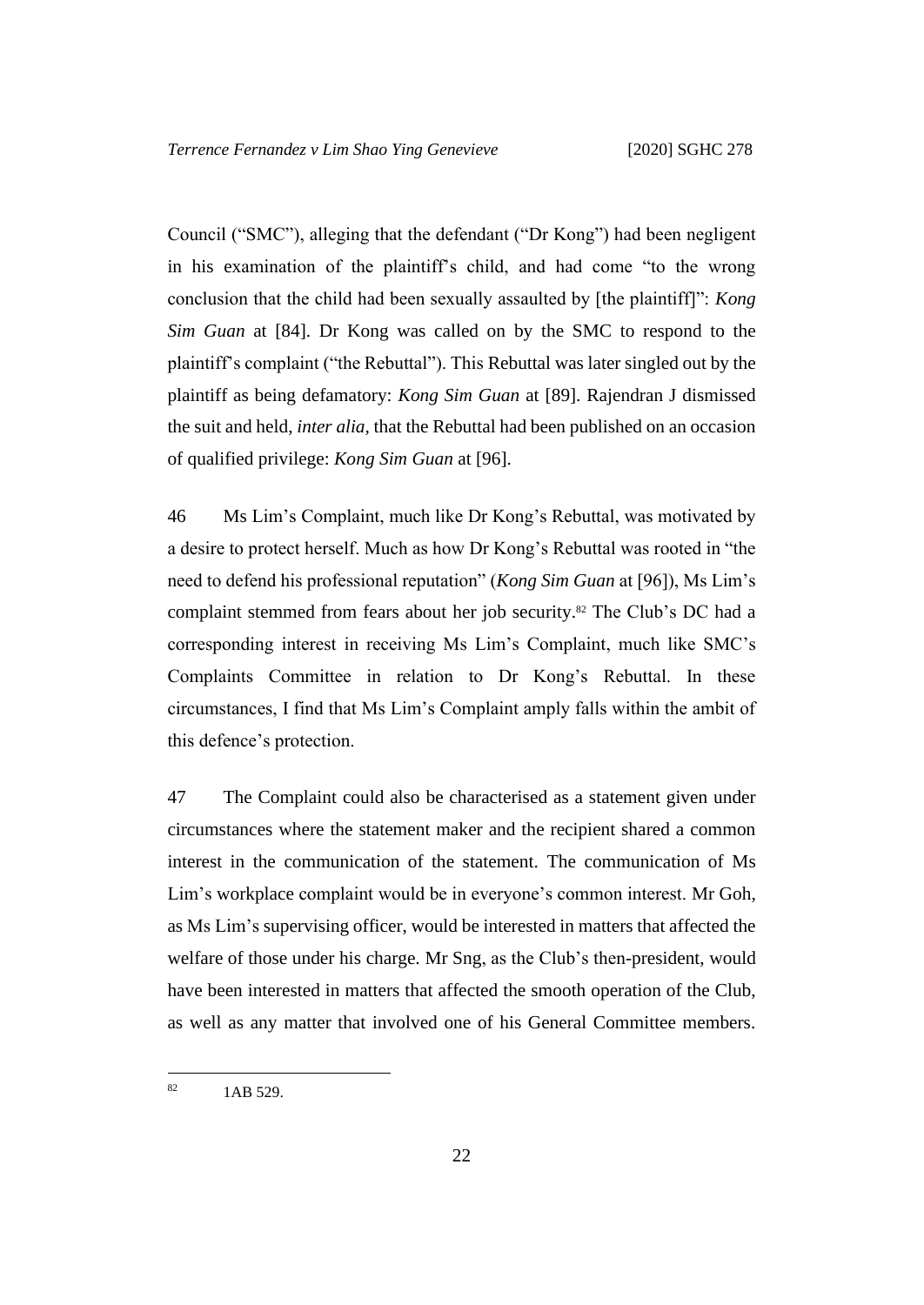Council ("SMC"), alleging that the defendant ("Dr Kong") had been negligent in his examination of the plaintiff's child, and had come "to the wrong conclusion that the child had been sexually assaulted by [the plaintiff]": *Kong Sim Guan* at [84]. Dr Kong was called on by the SMC to respond to the plaintiff's complaint ("the Rebuttal"). This Rebuttal was later singled out by the plaintiff as being defamatory: *Kong Sim Guan* at [89]. Rajendran J dismissed the suit and held, *inter alia*, that the Rebuttal had been published on an occasion of qualified privilege: *Kong Sim Guan* at [96].

46 Ms Lim's Complaint, much like Dr Kong's Rebuttal, was motivated by a desire to protect herself. Much as how Dr Kong's Rebuttal was rooted in "the need to defend his professional reputation" (*Kong Sim Guan* at [96]), Ms Lim's complaint stemmed from fears about her job security.[82] The Club's DC had a corresponding interest in receiving Ms Lim's Complaint, much like SMC's Complaints Committee in relation to Dr Kong's Rebuttal. In these circumstances, I find that Ms Lim's Complaint amply falls within the ambit of this defence's protection.

47 The Complaint could also be characterised as a statement given under circumstances where the statement maker and the recipient shared a common interest in the communication of the statement. The communication of Ms Lim's workplace complaint would be in everyone's common interest. Mr Goh, as Ms Lim's supervising officer, would be interested in matters that affected the welfare of those under his charge. Mr Sng, as the Club's then-president, would have been interested in matters that affected the smooth operation of the Club, as well as any matter that involved one of his General Committee members.

---

[82] 1AB 529.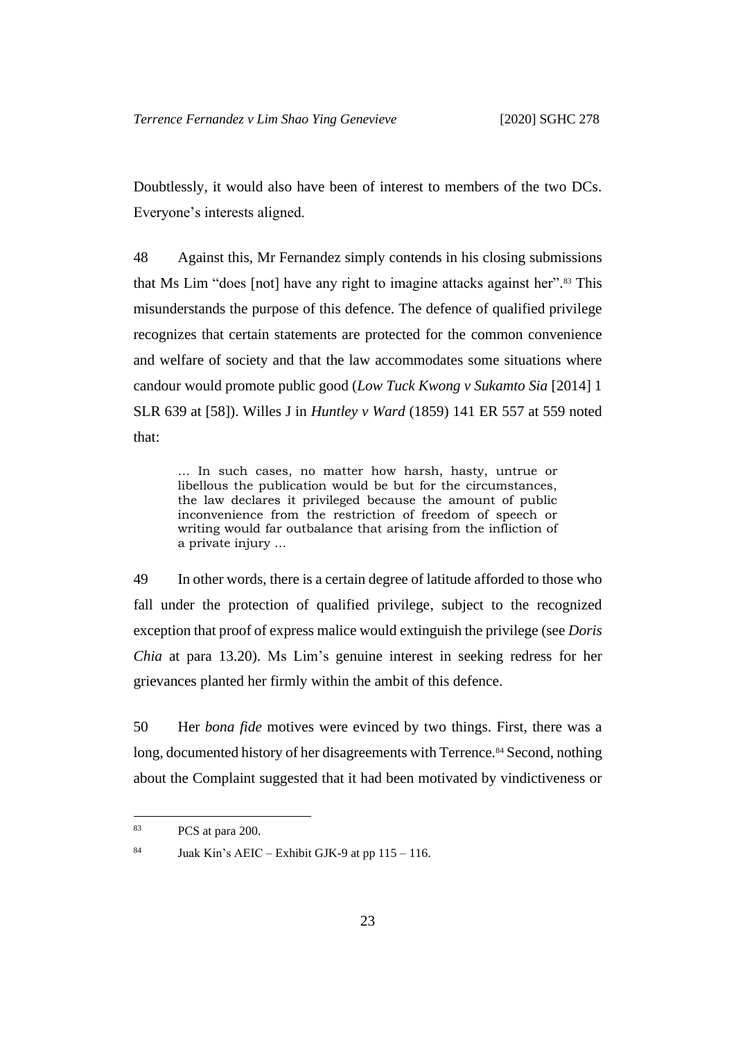Doubtlessly, it would also have been of interest to members of the two DCs. Everyone's interests aligned.

48 Against this, Mr Fernandez simply contends in his closing submissions that Ms Lim "does [not] have any right to imagine attacks against her".[83] This misunderstands the purpose of this defence. The defence of qualified privilege recognizes that certain statements are protected for the common convenience and welfare of society and that the law accommodates some situations where candour would promote public good (*Low Tuck Kwong v Sukamto Sia* [2014] 1 SLR 639 at [58]). Willes J in *Huntley v Ward* (1859) 141 ER 557 at 559 noted that:

> … In such cases, no matter how harsh, hasty, untrue or libellous the publication would be but for the circumstances, the law declares it privileged because the amount of public inconvenience from the restriction of freedom of speech or writing would far outbalance that arising from the infliction of a private injury …

49 In other words, there is a certain degree of latitude afforded to those who fall under the protection of qualified privilege, subject to the recognized exception that proof of express malice would extinguish the privilege (see *Doris Chia* at para 13.20). Ms Lim's genuine interest in seeking redress for her grievances planted her firmly within the ambit of this defence.

50 Her *bona fide* motives were evinced by two things. First, there was a long, documented history of her disagreements with Terrence.[84] Second, nothing about the Complaint suggested that it had been motivated by vindictiveness or

---

[83] PCS at para 200.

[84] Juak Kin's AEIC – Exhibit GJK-9 at pp 115 – 116.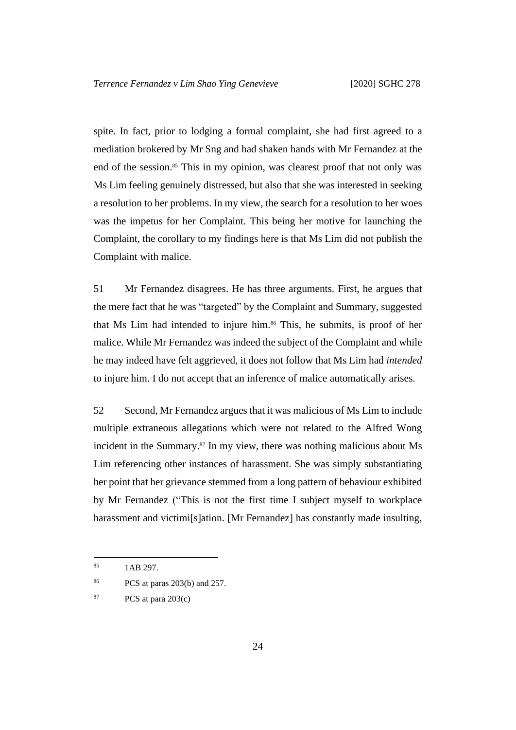spite. In fact, prior to lodging a formal complaint, she had first agreed to a mediation brokered by Mr Sng and had shaken hands with Mr Fernandez at the end of the session.[85] This in my opinion, was clearest proof that not only was Ms Lim feeling genuinely distressed, but also that she was interested in seeking a resolution to her problems. In my view, the search for a resolution to her woes was the impetus for her Complaint. This being her motive for launching the Complaint, the corollary to my findings here is that Ms Lim did not publish the Complaint with malice.

51 Mr Fernandez disagrees. He has three arguments. First, he argues that the mere fact that he was "targeted" by the Complaint and Summary, suggested that Ms Lim had intended to injure him.[86] This, he submits, is proof of her malice. While Mr Fernandez was indeed the subject of the Complaint and while he may indeed have felt aggrieved, it does not follow that Ms Lim had *intended* to injure him. I do not accept that an inference of malice automatically arises.

52 Second, Mr Fernandez argues that it was malicious of Ms Lim to include multiple extraneous allegations which were not related to the Alfred Wong incident in the Summary.[87] In my view, there was nothing malicious about Ms Lim referencing other instances of harassment. She was simply substantiating her point that her grievance stemmed from a long pattern of behaviour exhibited by Mr Fernandez ("This is not the first time I subject myself to workplace harassment and victimi[s]ation. [Mr Fernandez] has constantly made insulting,

---

[85] 1AB 297.

[86] PCS at paras 203(b) and 257.

[87] PCS at para 203(c)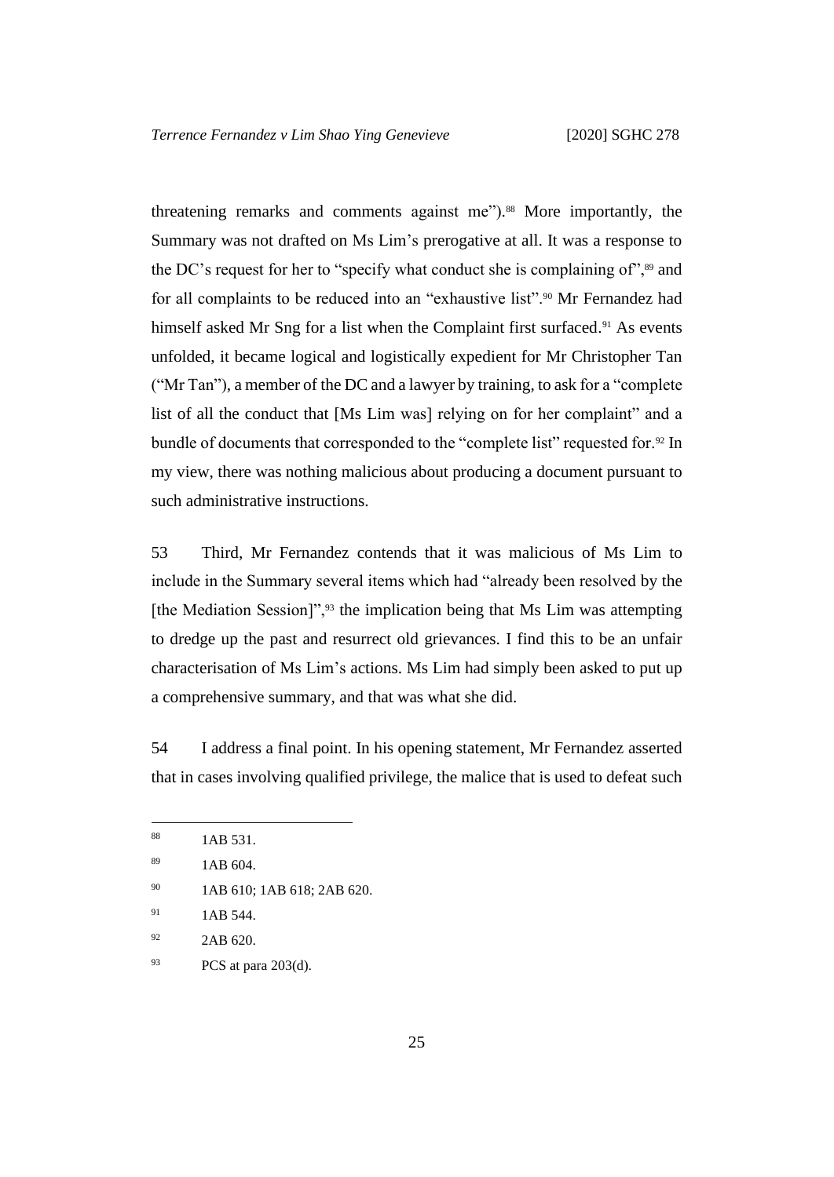threatening remarks and comments against me").[88] More importantly, the Summary was not drafted on Ms Lim's prerogative at all. It was a response to the DC's request for her to "specify what conduct she is complaining of",[89] and for all complaints to be reduced into an "exhaustive list".[90] Mr Fernandez had himself asked Mr Sng for a list when the Complaint first surfaced.[91] As events unfolded, it became logical and logistically expedient for Mr Christopher Tan ("Mr Tan"), a member of the DC and a lawyer by training, to ask for a "complete list of all the conduct that [Ms Lim was] relying on for her complaint" and a bundle of documents that corresponded to the "complete list" requested for.[92] In my view, there was nothing malicious about producing a document pursuant to such administrative instructions.

53 Third, Mr Fernandez contends that it was malicious of Ms Lim to include in the Summary several items which had "already been resolved by the [the Mediation Session]",[93] the implication being that Ms Lim was attempting to dredge up the past and resurrect old grievances. I find this to be an unfair characterisation of Ms Lim's actions. Ms Lim had simply been asked to put up a comprehensive summary, and that was what she did.

54 I address a final point. In his opening statement, Mr Fernandez asserted that in cases involving qualified privilege, the malice that is used to defeat such

---

[88] 1AB 531.

[89] 1AB 604.

[90] 1AB 610; 1AB 618; 2AB 620.

[91] 1AB 544.

[92] 2AB 620.

[93] PCS at para 203(d).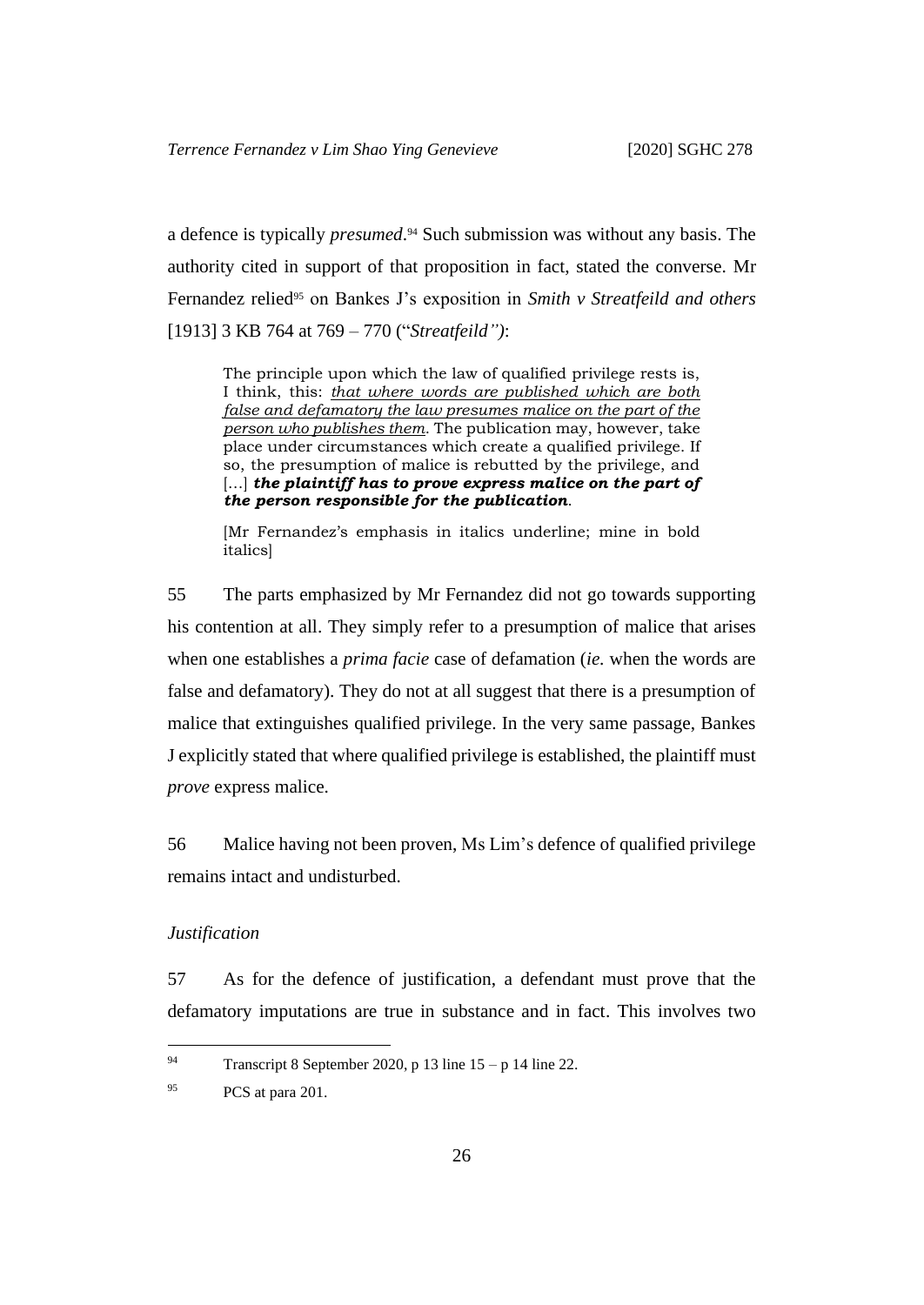a defence is typically *presumed*.[94] Such submission was without any basis. The authority cited in support of that proposition in fact, stated the converse. Mr Fernandez relied[95] on Bankes J's exposition in *Smith v Streatfeild and others* [1913] 3 KB 764 at 769 – 770 ("*Streatfeild")*:

> The principle upon which the law of qualified privilege rests is, I think, this: *that where words are published which are both false and defamatory the law presumes malice on the part of the person who publishes them*. The publication may, however, take place under circumstances which create a qualified privilege. If so, the presumption of malice is rebutted by the privilege, and […] ***the plaintiff has to prove express malice on the part of the person responsible for the publication***.
>
> [Mr Fernandez's emphasis in italics underline; mine in bold italics]

55 The parts emphasized by Mr Fernandez did not go towards supporting his contention at all. They simply refer to a presumption of malice that arises when one establishes a *prima facie* case of defamation (*ie.* when the words are false and defamatory). They do not at all suggest that there is a presumption of malice that extinguishes qualified privilege. In the very same passage, Bankes J explicitly stated that where qualified privilege is established, the plaintiff must *prove* express malice.

56 Malice having not been proven, Ms Lim's defence of qualified privilege remains intact and undisturbed.

*Justification*

57 As for the defence of justification, a defendant must prove that the defamatory imputations are true in substance and in fact. This involves two

---

[94] Transcript 8 September 2020, p 13 line 15 – p 14 line 22.

[95] PCS at para 201.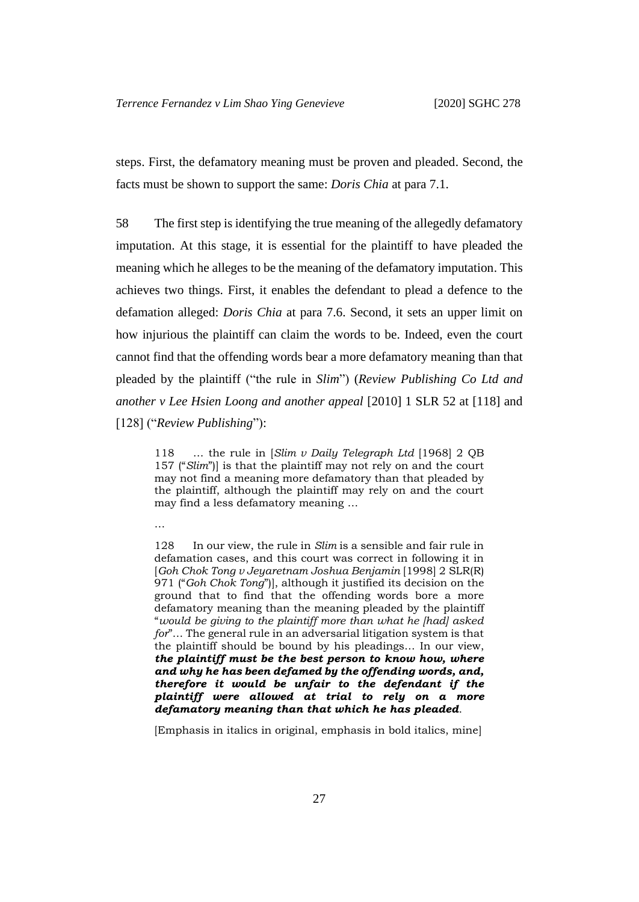steps. First, the defamatory meaning must be proven and pleaded. Second, the facts must be shown to support the same: *Doris Chia* at para 7.1.

58 The first step is identifying the true meaning of the allegedly defamatory imputation. At this stage, it is essential for the plaintiff to have pleaded the meaning which he alleges to be the meaning of the defamatory imputation. This achieves two things. First, it enables the defendant to plead a defence to the defamation alleged: *Doris Chia* at para 7.6. Second, it sets an upper limit on how injurious the plaintiff can claim the words to be. Indeed, even the court cannot find that the offending words bear a more defamatory meaning than that pleaded by the plaintiff ("the rule in *Slim*") (*Review Publishing Co Ltd and another v Lee Hsien Loong and another appeal* [2010] 1 SLR 52 at [118] and [128] ("*Review Publishing*"):

> 118 … the rule in [*Slim v Daily Telegraph Ltd* [1968] 2 QB 157 ("*Slim*")] is that the plaintiff may not rely on and the court may not find a meaning more defamatory than that pleaded by the plaintiff, although the plaintiff may rely on and the court may find a less defamatory meaning …
>
> …
>
> 128 In our view, the rule in *Slim* is a sensible and fair rule in defamation cases, and this court was correct in following it in [*Goh Chok Tong v Jeyaretnam Joshua Benjamin* [1998] 2 SLR(R) 971 ("*Goh Chok Tong*")], although it justified its decision on the ground that to find that the offending words bore a more defamatory meaning than the meaning pleaded by the plaintiff "*would be giving to the plaintiff more than what he [had] asked for*"… The general rule in an adversarial litigation system is that the plaintiff should be bound by his pleadings… In our view, ***the plaintiff must be the best person to know how, where and why he has been defamed by the offending words, and, therefore it would be unfair to the defendant if the plaintiff were allowed at trial to rely on a more defamatory meaning than that which he has pleaded***.
>
> [Emphasis in italics in original, emphasis in bold italics, mine]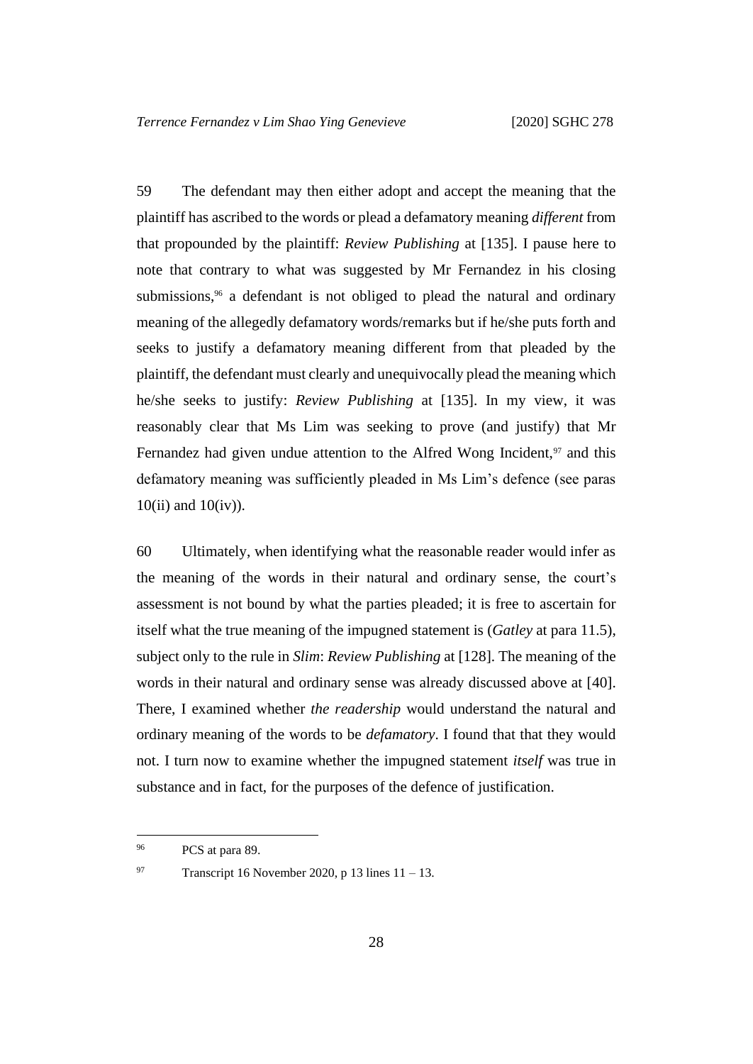59 The defendant may then either adopt and accept the meaning that the plaintiff has ascribed to the words or plead a defamatory meaning *different* from that propounded by the plaintiff: *Review Publishing* at [135]. I pause here to note that contrary to what was suggested by Mr Fernandez in his closing submissions,[96] a defendant is not obliged to plead the natural and ordinary meaning of the allegedly defamatory words/remarks but if he/she puts forth and seeks to justify a defamatory meaning different from that pleaded by the plaintiff, the defendant must clearly and unequivocally plead the meaning which he/she seeks to justify: *Review Publishing* at [135]. In my view, it was reasonably clear that Ms Lim was seeking to prove (and justify) that Mr Fernandez had given undue attention to the Alfred Wong Incident,[97] and this defamatory meaning was sufficiently pleaded in Ms Lim's defence (see paras 10(ii) and 10(iv)).

60 Ultimately, when identifying what the reasonable reader would infer as the meaning of the words in their natural and ordinary sense, the court's assessment is not bound by what the parties pleaded; it is free to ascertain for itself what the true meaning of the impugned statement is (*Gatley* at para 11.5), subject only to the rule in *Slim*: *Review Publishing* at [128]. The meaning of the words in their natural and ordinary sense was already discussed above at [40]. There, I examined whether *the readership* would understand the natural and ordinary meaning of the words to be *defamatory*. I found that that they would not. I turn now to examine whether the impugned statement *itself* was true in substance and in fact, for the purposes of the defence of justification.

---

[96] PCS at para 89.

[97] Transcript 16 November 2020, p 13 lines 11 – 13.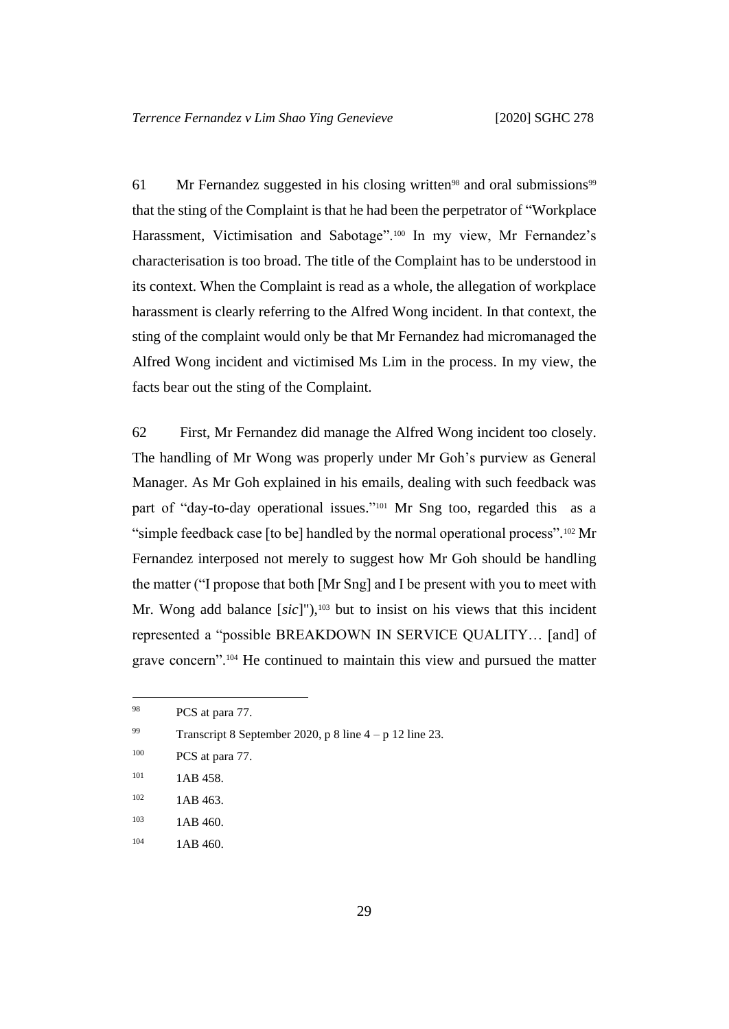61 Mr Fernandez suggested in his closing written[98] and oral submissions[99] that the sting of the Complaint is that he had been the perpetrator of "Workplace Harassment, Victimisation and Sabotage".[100] In my view, Mr Fernandez's characterisation is too broad. The title of the Complaint has to be understood in its context. When the Complaint is read as a whole, the allegation of workplace harassment is clearly referring to the Alfred Wong incident. In that context, the sting of the complaint would only be that Mr Fernandez had micromanaged the Alfred Wong incident and victimised Ms Lim in the process. In my view, the facts bear out the sting of the Complaint.

62 First, Mr Fernandez did manage the Alfred Wong incident too closely. The handling of Mr Wong was properly under Mr Goh's purview as General Manager. As Mr Goh explained in his emails, dealing with such feedback was part of "day-to-day operational issues."[101] Mr Sng too, regarded this as a "simple feedback case [to be] handled by the normal operational process".[102] Mr Fernandez interposed not merely to suggest how Mr Goh should be handling the matter ("I propose that both [Mr Sng] and I be present with you to meet with Mr. Wong add balance [*sic*]"),[103] but to insist on his views that this incident represented a "possible BREAKDOWN IN SERVICE QUALITY… [and] of grave concern".[104] He continued to maintain this view and pursued the matter

---

98 PCS at para 77.

99 Transcript 8 September 2020, p 8 line 4 – p 12 line 23.

100 PCS at para 77.

101 1AB 458.

102 1AB 463.

103 1AB 460.

104 1AB 460.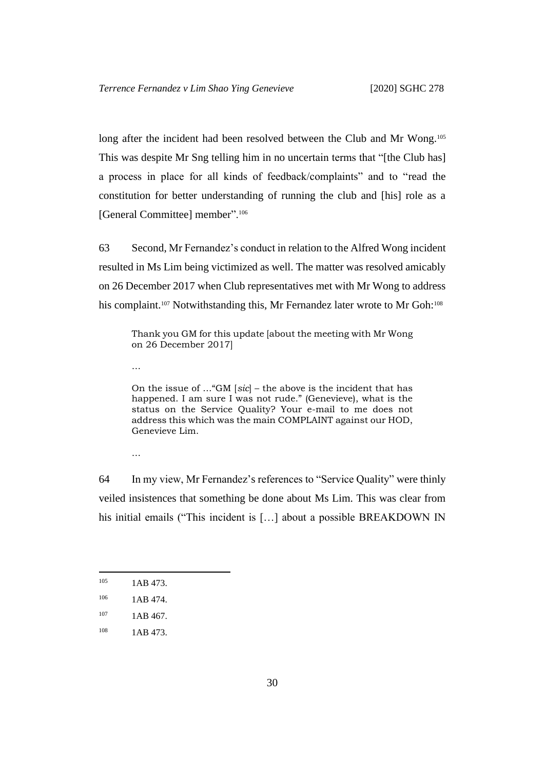long after the incident had been resolved between the Club and Mr Wong.[105] This was despite Mr Sng telling him in no uncertain terms that "[the Club has] a process in place for all kinds of feedback/complaints" and to "read the constitution for better understanding of running the club and [his] role as a [General Committee] member".[106]

63 Second, Mr Fernandez's conduct in relation to the Alfred Wong incident resulted in Ms Lim being victimized as well. The matter was resolved amicably on 26 December 2017 when Club representatives met with Mr Wong to address his complaint.[107] Notwithstanding this, Mr Fernandez later wrote to Mr Goh:[108]

> Thank you GM for this update [about the meeting with Mr Wong on 26 December 2017]
>
> …
>
> On the issue of …"GM [*sic*] – the above is the incident that has happened. I am sure I was not rude." (Genevieve), what is the status on the Service Quality? Your e-mail to me does not address this which was the main COMPLAINT against our HOD, Genevieve Lim.
>
> …

64 In my view, Mr Fernandez's references to "Service Quality" were thinly veiled insistences that something be done about Ms Lim. This was clear from his initial emails ("This incident is […] about a possible BREAKDOWN IN

---

[105] 1AB 473.

[106] 1AB 474.

[107] 1AB 467.

[108] 1AB 473.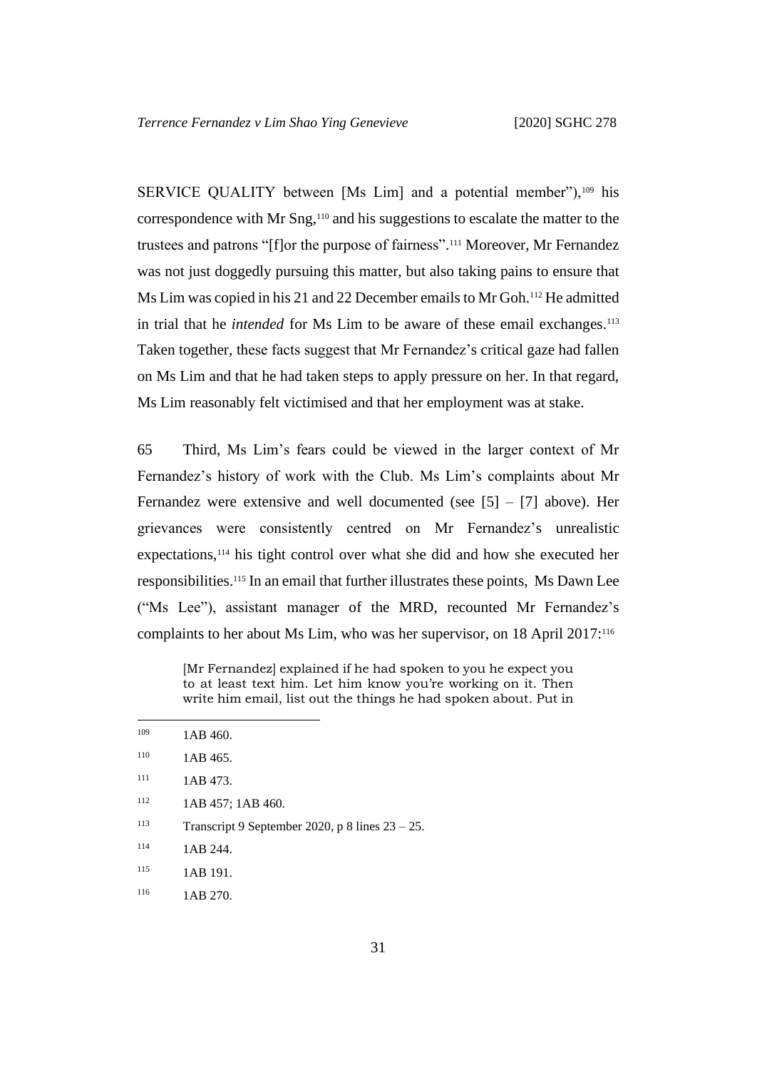SERVICE QUALITY between [Ms Lim] and a potential member"),[109] his correspondence with Mr Sng,[110] and his suggestions to escalate the matter to the trustees and patrons "[f]or the purpose of fairness".[111] Moreover, Mr Fernandez was not just doggedly pursuing this matter, but also taking pains to ensure that Ms Lim was copied in his 21 and 22 December emails to Mr Goh.[112] He admitted in trial that he *intended* for Ms Lim to be aware of these email exchanges.[113] Taken together, these facts suggest that Mr Fernandez's critical gaze had fallen on Ms Lim and that he had taken steps to apply pressure on her. In that regard, Ms Lim reasonably felt victimised and that her employment was at stake.

65 Third, Ms Lim's fears could be viewed in the larger context of Mr Fernandez's history of work with the Club. Ms Lim's complaints about Mr Fernandez were extensive and well documented (see [5] – [7] above). Her grievances were consistently centred on Mr Fernandez's unrealistic expectations,[114] his tight control over what she did and how she executed her responsibilities.[115] In an email that further illustrates these points, Ms Dawn Lee ("Ms Lee"), assistant manager of the MRD, recounted Mr Fernandez's complaints to her about Ms Lim, who was her supervisor, on 18 April 2017:[116]

> [Mr Fernandez] explained if he had spoken to you he expect you to at least text him. Let him know you're working on it. Then write him email, list out the things he had spoken about. Put in

---

[109] 1AB 460.

[110] 1AB 465.

[111] 1AB 473.

[112] 1AB 457; 1AB 460.

[113] Transcript 9 September 2020, p 8 lines 23 – 25.

[114] 1AB 244.

[115] 1AB 191.

[116] 1AB 270.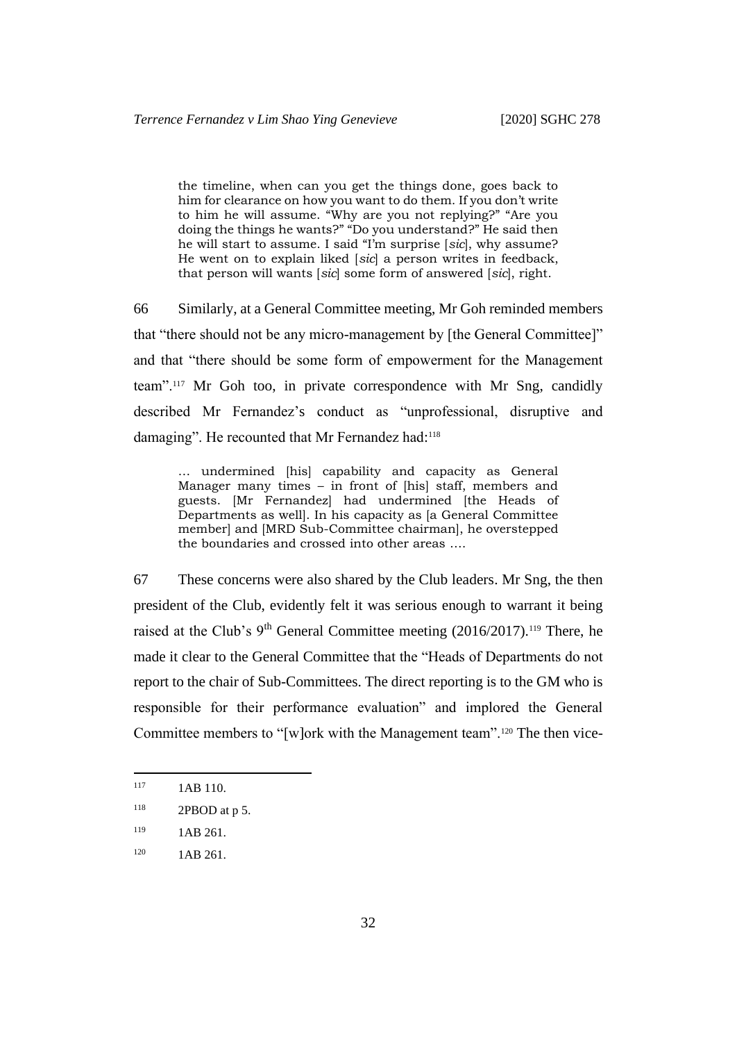> the timeline, when can you get the things done, goes back to him for clearance on how you want to do them. If you don't write to him he will assume. "Why are you not replying?" "Are you doing the things he wants?" "Do you understand?" He said then he will start to assume. I said "I'm surprise [*sic*], why assume? He went on to explain liked [*sic*] a person writes in feedback, that person will wants [*sic*] some form of answered [*sic*], right.

66 Similarly, at a General Committee meeting, Mr Goh reminded members that "there should not be any micro-management by [the General Committee]" and that "there should be some form of empowerment for the Management team".[117] Mr Goh too, in private correspondence with Mr Sng, candidly described Mr Fernandez's conduct as "unprofessional, disruptive and damaging". He recounted that Mr Fernandez had:[118]

> … undermined [his] capability and capacity as General Manager many times – in front of [his] staff, members and guests. [Mr Fernandez] had undermined [the Heads of Departments as well]. In his capacity as [a General Committee member] and [MRD Sub-Committee chairman], he overstepped the boundaries and crossed into other areas ….

67 These concerns were also shared by the Club leaders. Mr Sng, the then president of the Club, evidently felt it was serious enough to warrant it being raised at the Club's 9th General Committee meeting (2016/2017).[119] There, he made it clear to the General Committee that the "Heads of Departments do not report to the chair of Sub-Committees. The direct reporting is to the GM who is responsible for their performance evaluation" and implored the General Committee members to "[w]ork with the Management team".[120] The then vice-

---

[117] 1AB 110.

[118] 2PBOD at p 5.

[119] 1AB 261.

[120] 1AB 261.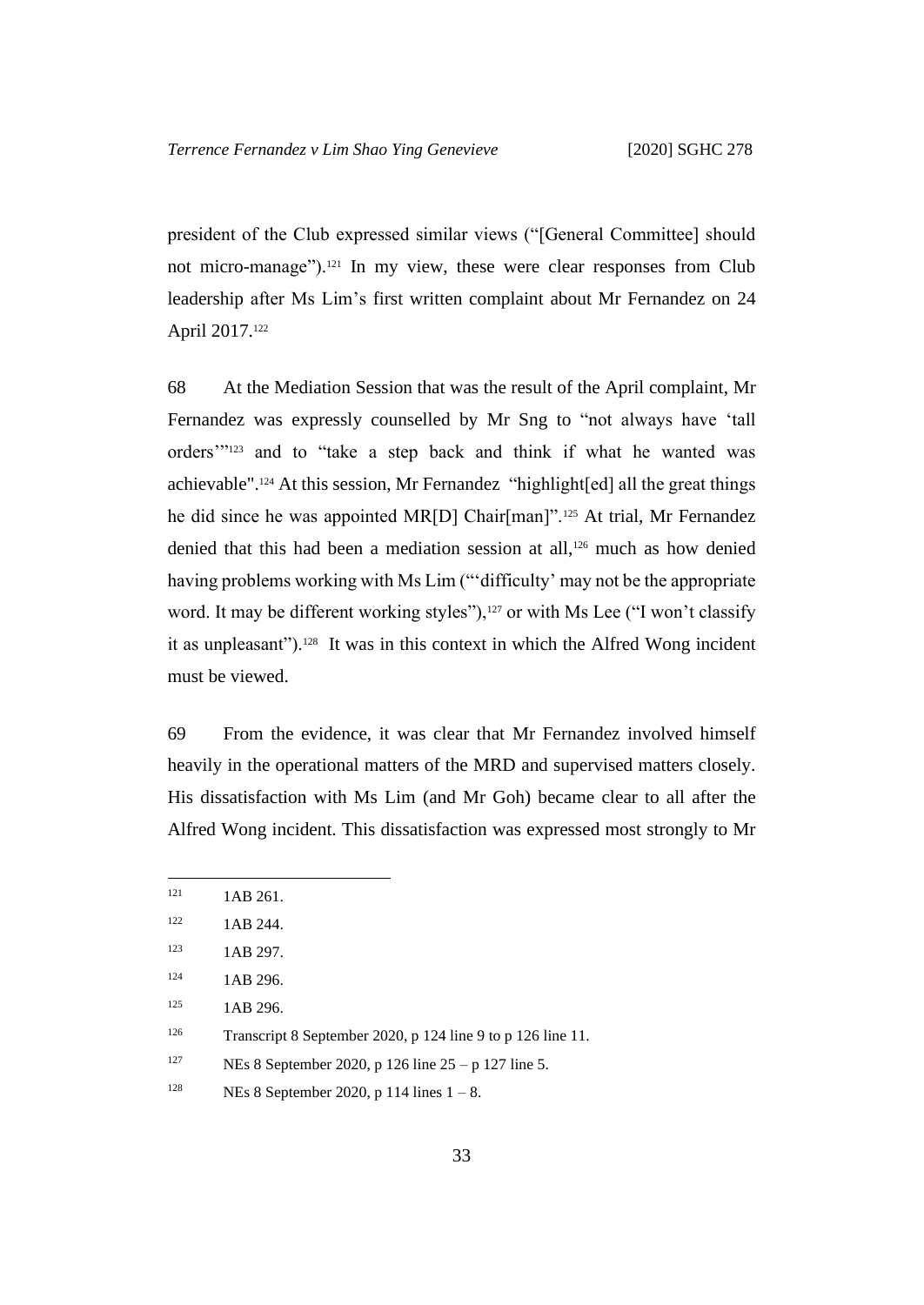president of the Club expressed similar views ("[General Committee] should not micro-manage").[121] In my view, these were clear responses from Club leadership after Ms Lim's first written complaint about Mr Fernandez on 24 April 2017.[122]

68 At the Mediation Session that was the result of the April complaint, Mr Fernandez was expressly counselled by Mr Sng to "not always have 'tall orders'"[123] and to "take a step back and think if what he wanted was achievable".[124] At this session, Mr Fernandez "highlight[ed] all the great things he did since he was appointed MR[D] Chair[man]".[125] At trial, Mr Fernandez denied that this had been a mediation session at all,[126] much as how denied having problems working with Ms Lim ("'difficulty' may not be the appropriate word. It may be different working styles"),[127] or with Ms Lee ("I won't classify it as unpleasant").[128] It was in this context in which the Alfred Wong incident must be viewed.

69 From the evidence, it was clear that Mr Fernandez involved himself heavily in the operational matters of the MRD and supervised matters closely. His dissatisfaction with Ms Lim (and Mr Goh) became clear to all after the Alfred Wong incident. This dissatisfaction was expressed most strongly to Mr

---

[121] 1AB 261.

[122] 1AB 244.

[123] 1AB 297.

[124] 1AB 296.

[125] 1AB 296.

[126] Transcript 8 September 2020, p 124 line 9 to p 126 line 11.

[127] NEs 8 September 2020, p 126 line 25 – p 127 line 5.

[128] NEs 8 September 2020, p 114 lines 1 – 8.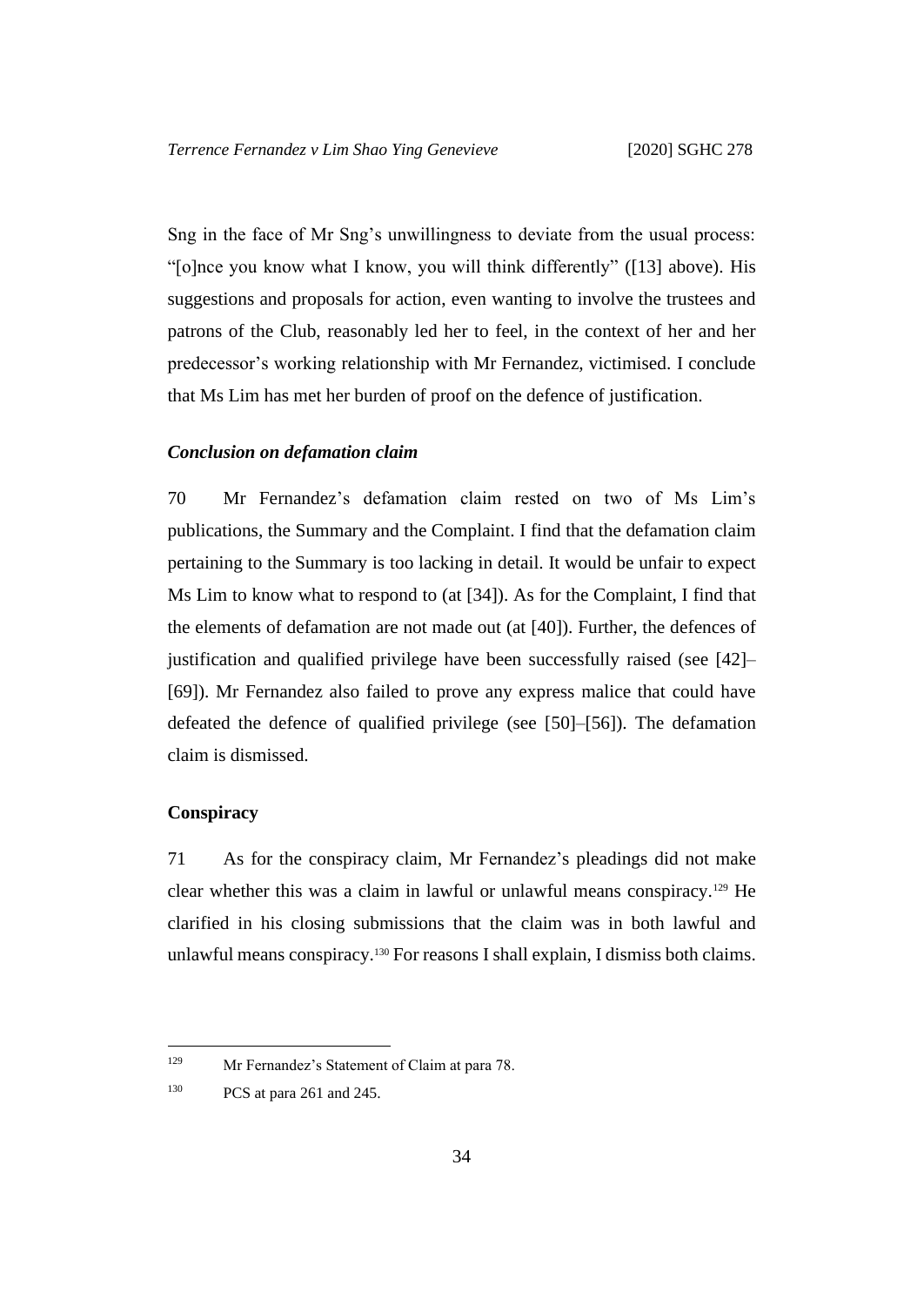Sng in the face of Mr Sng's unwillingness to deviate from the usual process: "[o]nce you know what I know, you will think differently" ([13] above). His suggestions and proposals for action, even wanting to involve the trustees and patrons of the Club, reasonably led her to feel, in the context of her and her predecessor's working relationship with Mr Fernandez, victimised. I conclude that Ms Lim has met her burden of proof on the defence of justification.

### *Conclusion on defamation claim*

70 Mr Fernandez's defamation claim rested on two of Ms Lim's publications, the Summary and the Complaint. I find that the defamation claim pertaining to the Summary is too lacking in detail. It would be unfair to expect Ms Lim to know what to respond to (at [34]). As for the Complaint, I find that the elements of defamation are not made out (at [40]). Further, the defences of justification and qualified privilege have been successfully raised (see [42]–[69]). Mr Fernandez also failed to prove any express malice that could have defeated the defence of qualified privilege (see [50]–[56]). The defamation claim is dismissed.

## **Conspiracy**

71 As for the conspiracy claim, Mr Fernandez's pleadings did not make clear whether this was a claim in lawful or unlawful means conspiracy.[129] He clarified in his closing submissions that the claim was in both lawful and unlawful means conspiracy.[130] For reasons I shall explain, I dismiss both claims.

---

[129] Mr Fernandez's Statement of Claim at para 78.

[130] PCS at para 261 and 245.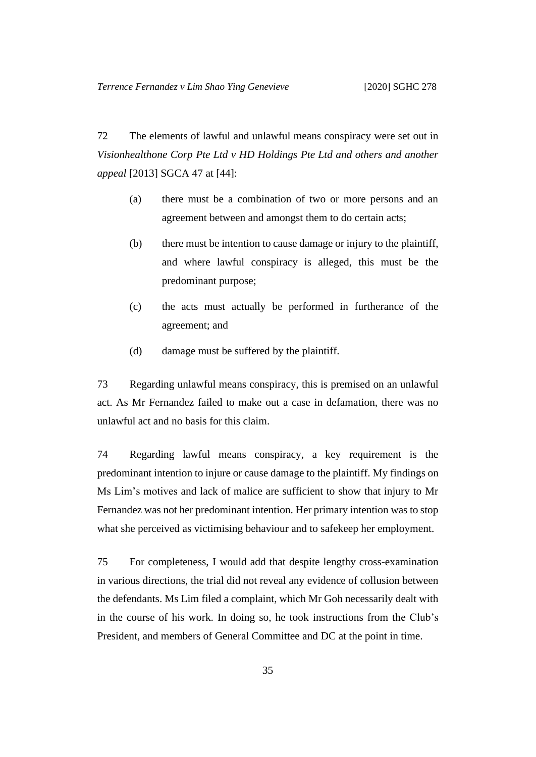72 The elements of lawful and unlawful means conspiracy were set out in *Visionhealthone Corp Pte Ltd v HD Holdings Pte Ltd and others and another appeal* [2013] SGCA 47 at [44]:

> (a) there must be a combination of two or more persons and an agreement between and amongst them to do certain acts;
>
> (b) there must be intention to cause damage or injury to the plaintiff, and where lawful conspiracy is alleged, this must be the predominant purpose;
>
> (c) the acts must actually be performed in furtherance of the agreement; and
>
> (d) damage must be suffered by the plaintiff.

73 Regarding unlawful means conspiracy, this is premised on an unlawful act. As Mr Fernandez failed to make out a case in defamation, there was no unlawful act and no basis for this claim.

74 Regarding lawful means conspiracy, a key requirement is the predominant intention to injure or cause damage to the plaintiff. My findings on Ms Lim's motives and lack of malice are sufficient to show that injury to Mr Fernandez was not her predominant intention. Her primary intention was to stop what she perceived as victimising behaviour and to safekeep her employment.

75 For completeness, I would add that despite lengthy cross-examination in various directions, the trial did not reveal any evidence of collusion between the defendants. Ms Lim filed a complaint, which Mr Goh necessarily dealt with in the course of his work. In doing so, he took instructions from the Club's President, and members of General Committee and DC at the point in time.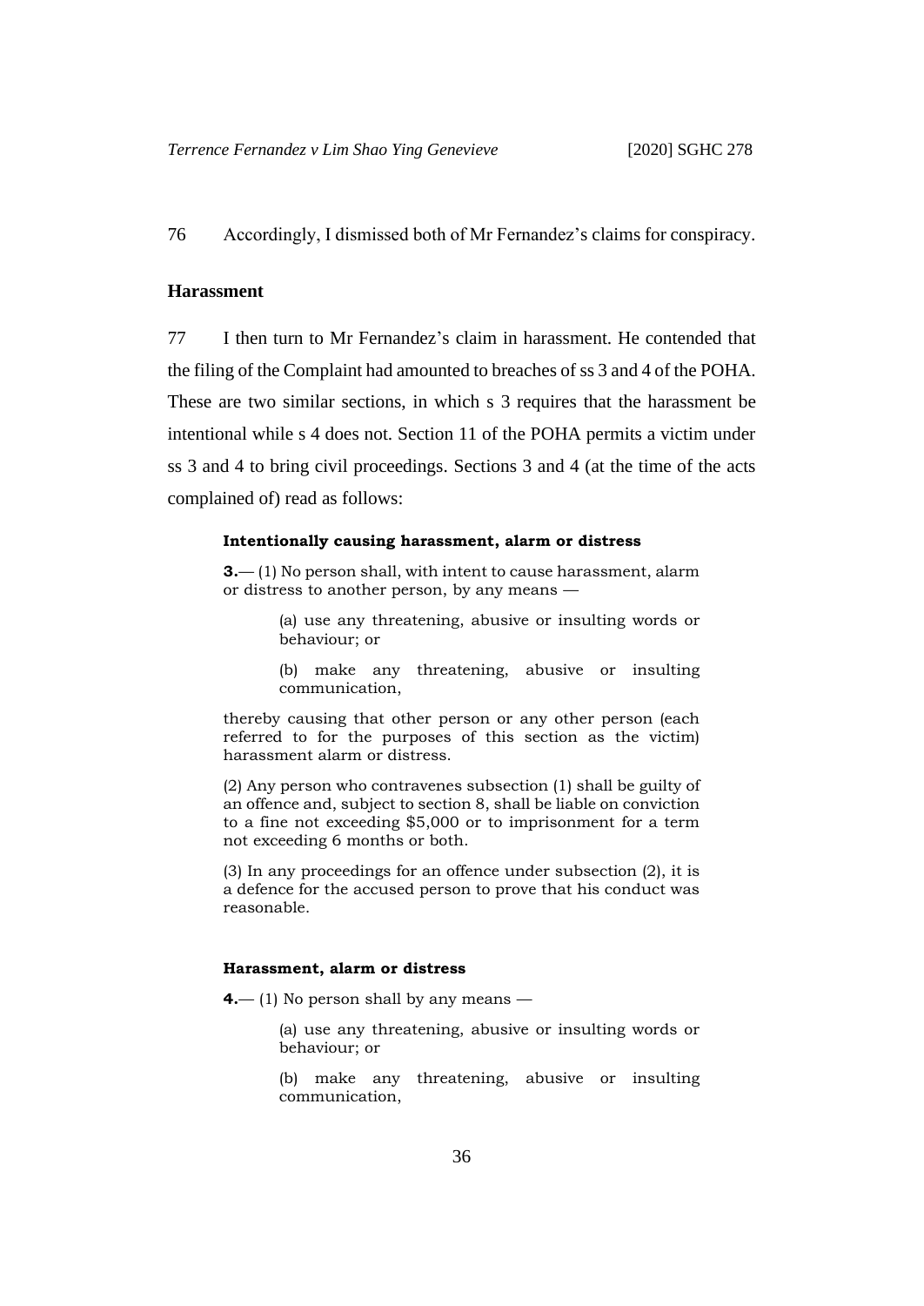76 Accordingly, I dismissed both of Mr Fernandez's claims for conspiracy.

## Harassment

77 I then turn to Mr Fernandez's claim in harassment. He contended that the filing of the Complaint had amounted to breaches of ss 3 and 4 of the POHA. These are two similar sections, in which s 3 requires that the harassment be intentional while s 4 does not. Section 11 of the POHA permits a victim under ss 3 and 4 to bring civil proceedings. Sections 3 and 4 (at the time of the acts complained of) read as follows:

> **Intentionally causing harassment, alarm or distress**
>
> **3.**— (1) No person shall, with intent to cause harassment, alarm or distress to another person, by any means —
>
> > (a) use any threatening, abusive or insulting words or behaviour; or
> >
> > (b) make any threatening, abusive or insulting communication,
>
> thereby causing that other person or any other person (each referred to for the purposes of this section as the victim) harassment alarm or distress.
>
> (2) Any person who contravenes subsection (1) shall be guilty of an offence and, subject to section 8, shall be liable on conviction to a fine not exceeding $5,000 or to imprisonment for a term not exceeding 6 months or both.
>
> (3) In any proceedings for an offence under subsection (2), it is a defence for the accused person to prove that his conduct was reasonable.
>
> **Harassment, alarm or distress**
>
> **4.**— (1) No person shall by any means —
>
> > (a) use any threatening, abusive or insulting words or behaviour; or
> >
> > (b) make any threatening, abusive or insulting communication,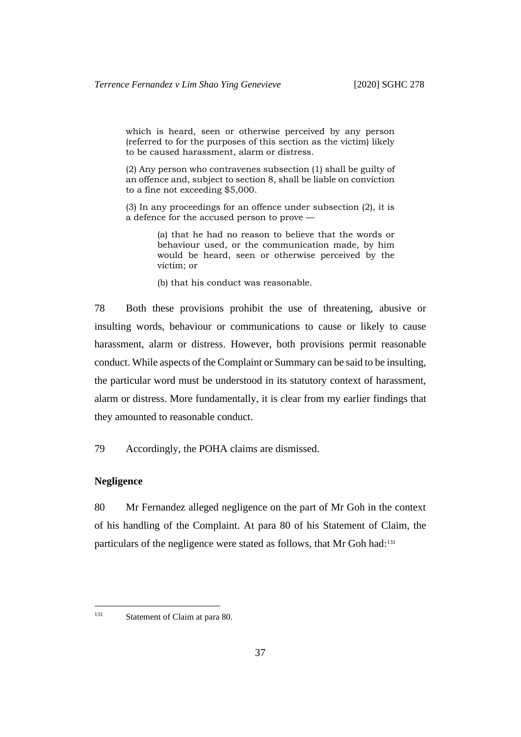> which is heard, seen or otherwise perceived by any person (referred to for the purposes of this section as the victim) likely to be caused harassment, alarm or distress.
>
> (2) Any person who contravenes subsection (1) shall be guilty of an offence and, subject to section 8, shall be liable on conviction to a fine not exceeding $5,000.
>
> (3) In any proceedings for an offence under subsection (2), it is a defence for the accused person to prove —
>
> > (a) that he had no reason to believe that the words or behaviour used, or the communication made, by him would be heard, seen or otherwise perceived by the victim; or
> >
> > (b) that his conduct was reasonable.

78 Both these provisions prohibit the use of threatening, abusive or insulting words, behaviour or communications to cause or likely to cause harassment, alarm or distress. However, both provisions permit reasonable conduct. While aspects of the Complaint or Summary can be said to be insulting, the particular word must be understood in its statutory context of harassment, alarm or distress. More fundamentally, it is clear from my earlier findings that they amounted to reasonable conduct.

79 Accordingly, the POHA claims are dismissed.

**Negligence**

80 Mr Fernandez alleged negligence on the part of Mr Goh in the context of his handling of the Complaint. At para 80 of his Statement of Claim, the particulars of the negligence were stated as follows, that Mr Goh had:[131]

[131] Statement of Claim at para 80.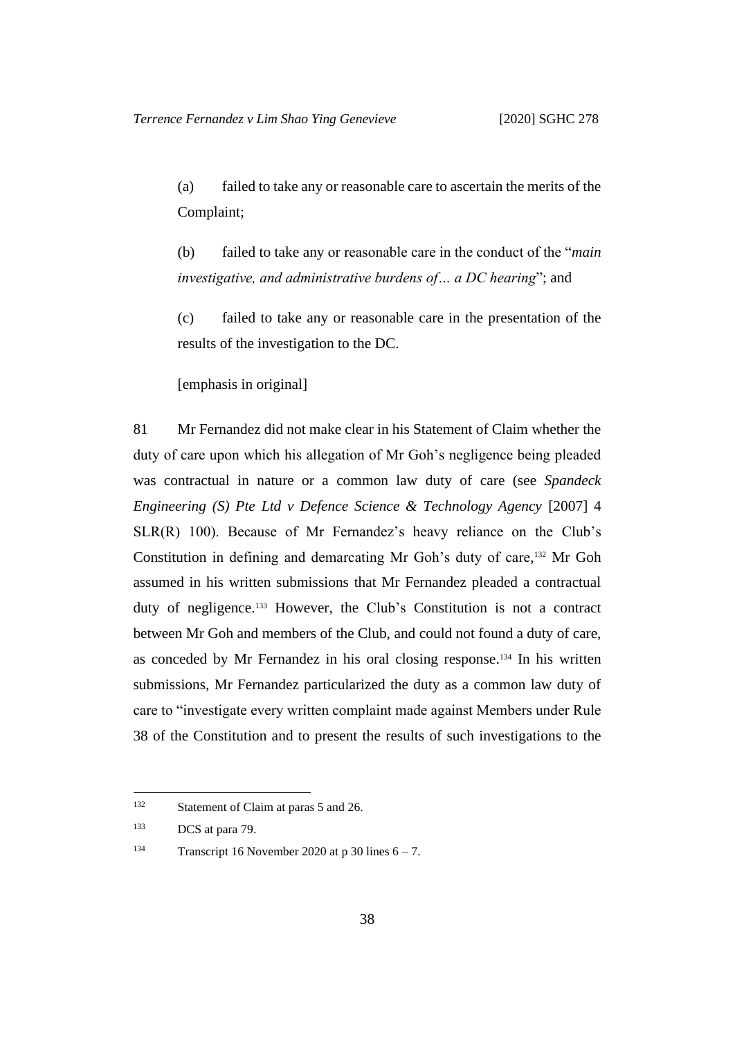(a) failed to take any or reasonable care to ascertain the merits of the Complaint;

(b) failed to take any or reasonable care in the conduct of the "*main investigative, and administrative burdens of… a DC hearing*"; and

(c) failed to take any or reasonable care in the presentation of the results of the investigation to the DC.

[emphasis in original]

81 Mr Fernandez did not make clear in his Statement of Claim whether the duty of care upon which his allegation of Mr Goh's negligence being pleaded was contractual in nature or a common law duty of care (see *Spandeck Engineering (S) Pte Ltd v Defence Science & Technology Agency* [2007] 4 SLR(R) 100). Because of Mr Fernandez's heavy reliance on the Club's Constitution in defining and demarcating Mr Goh's duty of care,[132] Mr Goh assumed in his written submissions that Mr Fernandez pleaded a contractual duty of negligence.[133] However, the Club's Constitution is not a contract between Mr Goh and members of the Club, and could not found a duty of care, as conceded by Mr Fernandez in his oral closing response.[134] In his written submissions, Mr Fernandez particularized the duty as a common law duty of care to "investigate every written complaint made against Members under Rule 38 of the Constitution and to present the results of such investigations to the

---

[132] Statement of Claim at paras 5 and 26.

[133] DCS at para 79.

[134] Transcript 16 November 2020 at p 30 lines 6 – 7.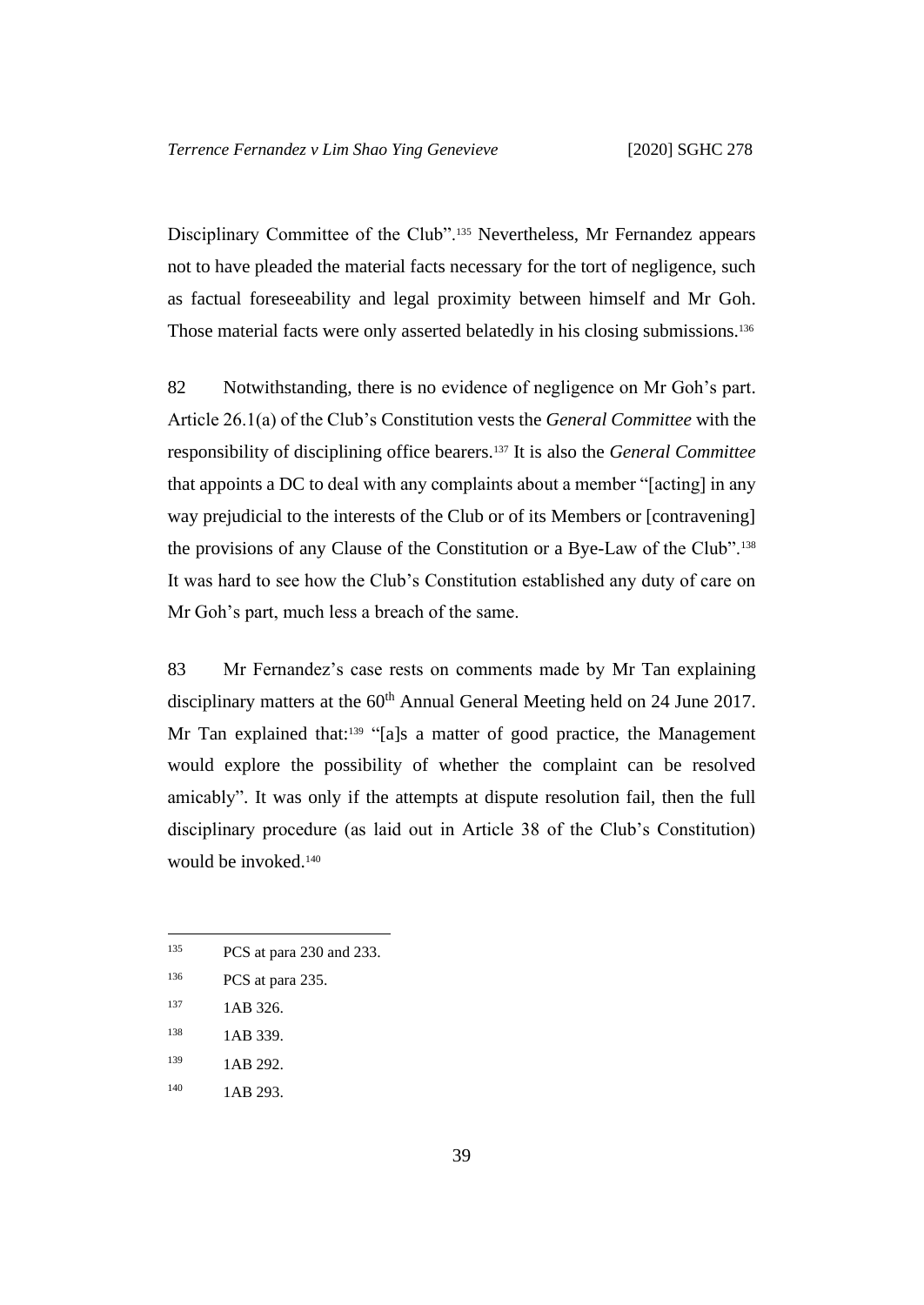Disciplinary Committee of the Club".[135] Nevertheless, Mr Fernandez appears not to have pleaded the material facts necessary for the tort of negligence, such as factual foreseeability and legal proximity between himself and Mr Goh. Those material facts were only asserted belatedly in his closing submissions.[136]

82 Notwithstanding, there is no evidence of negligence on Mr Goh's part. Article 26.1(a) of the Club's Constitution vests the *General Committee* with the responsibility of disciplining office bearers.[137] It is also the *General Committee* that appoints a DC to deal with any complaints about a member "[acting] in any way prejudicial to the interests of the Club or of its Members or [contravening] the provisions of any Clause of the Constitution or a Bye-Law of the Club".[138] It was hard to see how the Club's Constitution established any duty of care on Mr Goh's part, much less a breach of the same.

83 Mr Fernandez's case rests on comments made by Mr Tan explaining disciplinary matters at the 60th Annual General Meeting held on 24 June 2017. Mr Tan explained that:[139] "[a]s a matter of good practice, the Management would explore the possibility of whether the complaint can be resolved amicably". It was only if the attempts at dispute resolution fail, then the full disciplinary procedure (as laid out in Article 38 of the Club's Constitution) would be invoked.[140]

---

[135] PCS at para 230 and 233.

[136] PCS at para 235.

[137] 1AB 326.

[138] 1AB 339.

[139] 1AB 292.

[140] 1AB 293.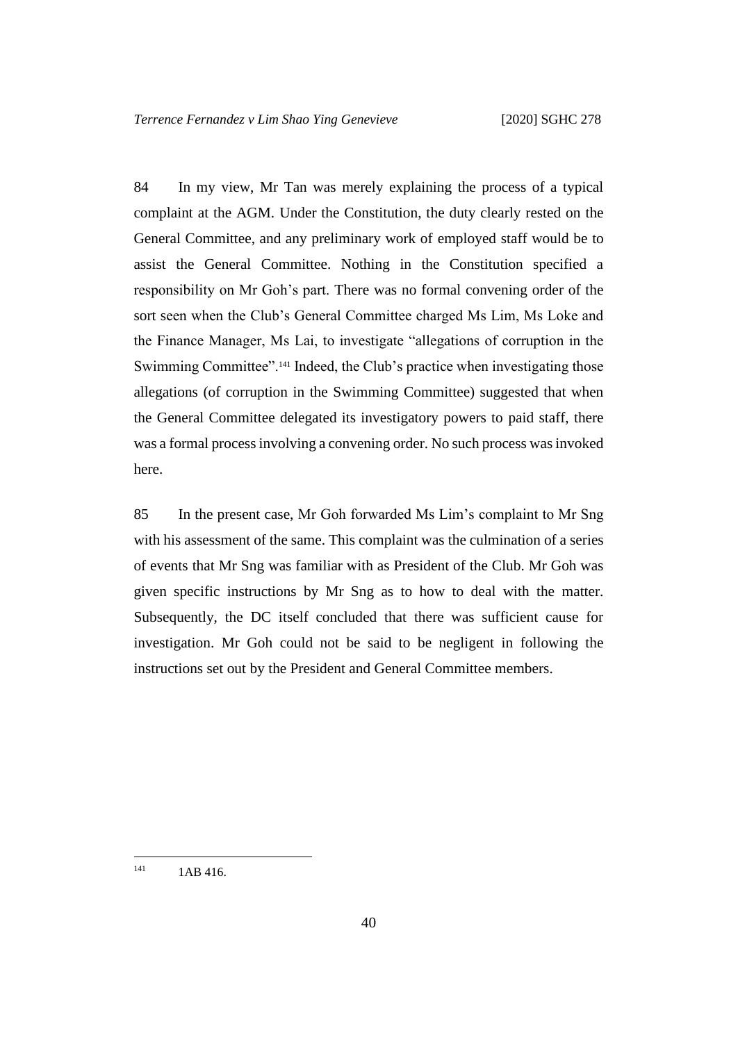84 In my view, Mr Tan was merely explaining the process of a typical complaint at the AGM. Under the Constitution, the duty clearly rested on the General Committee, and any preliminary work of employed staff would be to assist the General Committee. Nothing in the Constitution specified a responsibility on Mr Goh's part. There was no formal convening order of the sort seen when the Club's General Committee charged Ms Lim, Ms Loke and the Finance Manager, Ms Lai, to investigate "allegations of corruption in the Swimming Committee".[141] Indeed, the Club's practice when investigating those allegations (of corruption in the Swimming Committee) suggested that when the General Committee delegated its investigatory powers to paid staff, there was a formal process involving a convening order. No such process was invoked here.

85 In the present case, Mr Goh forwarded Ms Lim's complaint to Mr Sng with his assessment of the same. This complaint was the culmination of a series of events that Mr Sng was familiar with as President of the Club. Mr Goh was given specific instructions by Mr Sng as to how to deal with the matter. Subsequently, the DC itself concluded that there was sufficient cause for investigation. Mr Goh could not be said to be negligent in following the instructions set out by the President and General Committee members.

---

[141] 1AB 416.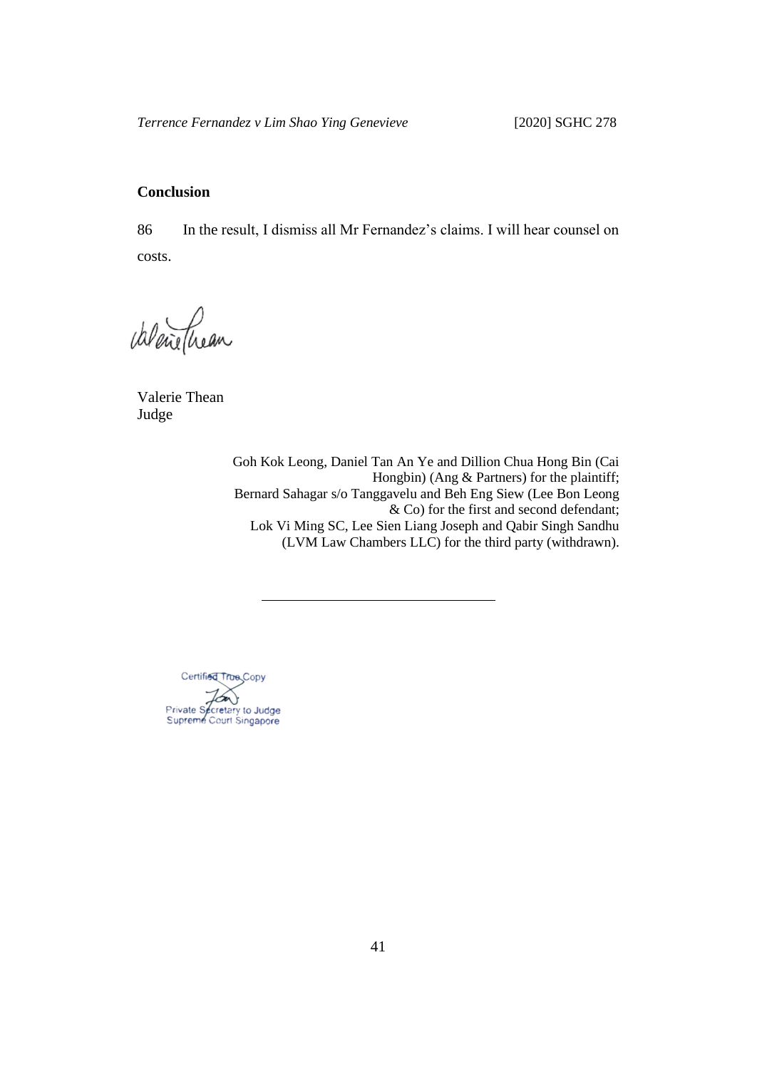**Conclusion**

86 In the result, I dismiss all Mr Fernandez's claims. I will hear counsel on costs.

Valerie Thean
Judge

Goh Kok Leong, Daniel Tan An Ye and Dillion Chua Hong Bin (Cai Hongbin) (Ang & Partners) for the plaintiff;
Bernard Sahagar s/o Tanggavelu and Beh Eng Siew (Lee Bon Leong & Co) for the first and second defendant;
Lok Vi Ming SC, Lee Sien Liang Joseph and Qabir Singh Sandhu (LVM Law Chambers LLC) for the third party (withdrawn).

---

Certified True Copy
Private Secretary to Judge
Supreme Court Singapore